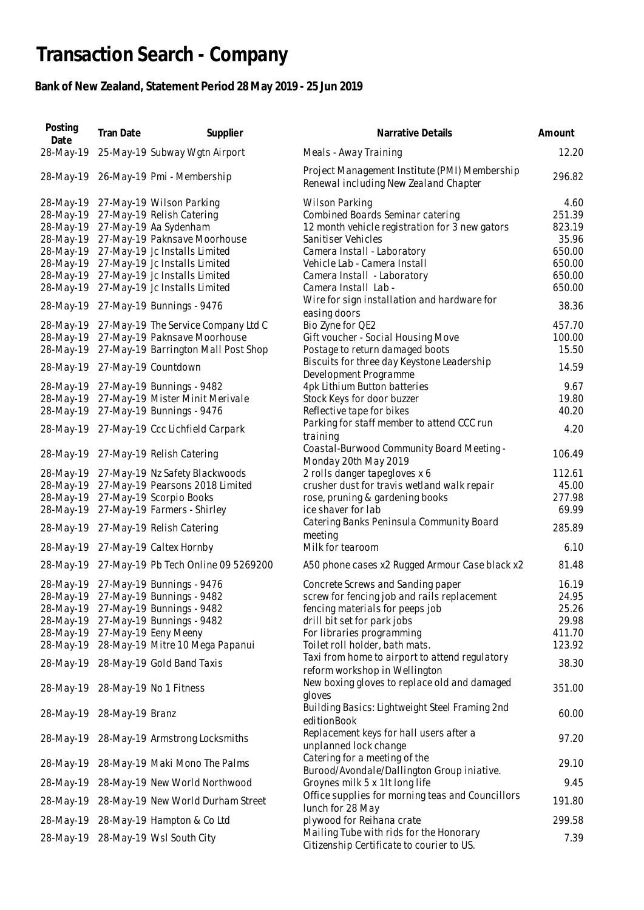# Transaction Search - Company

### Bank of New Zealand, Statement Period 28 May 2019 - 25 Jun 2019

| Posting Date | Tran Date | Supplier | Narrative Details | Amount |
|---|---|---|---|---|
| 28-May-19 | 25-May-19 | Subway Wgtn Airport | Meals - Away Training | 12.20 |
| 28-May-19 | 26-May-19 | Pmi - Membership | Project Management Institute (PMI) Membership Renewal including New Zealand Chapter | 296.82 |
| 28-May-19 | 27-May-19 | Wilson Parking | Wilson Parking | 4.60 |
| 28-May-19 | 27-May-19 | Relish Catering | Combined Boards Seminar catering | 251.39 |
| 28-May-19 | 27-May-19 | Aa Sydenham | 12 month vehicle registration for 3 new gators | 823.19 |
| 28-May-19 | 27-May-19 | Paknsave Moorhouse | Sanitiser Vehicles | 35.96 |
| 28-May-19 | 27-May-19 | Jc Installs Limited | Camera Install - Laboratory | 650.00 |
| 28-May-19 | 27-May-19 | Jc Installs Limited | Vehicle Lab - Camera Install | 650.00 |
| 28-May-19 | 27-May-19 | Jc Installs Limited | Camera Install - Laboratory | 650.00 |
| 28-May-19 | 27-May-19 | Jc Installs Limited | Camera Install Lab - | 650.00 |
| 28-May-19 | 27-May-19 | Bunnings - 9476 | Wire for sign installation and hardware for easing doors | 38.36 |
| 28-May-19 | 27-May-19 | The Service Company Ltd C | Bio Zyne for QE2 | 457.70 |
| 28-May-19 | 27-May-19 | Paknsave Moorhouse | Gift voucher - Social Housing Move | 100.00 |
| 28-May-19 | 27-May-19 | Barrington Mall Post Shop | Postage to return damaged boots | 15.50 |
| 28-May-19 | 27-May-19 | Countdown | Biscuits for three day Keystone Leadership Development Programme | 14.59 |
| 28-May-19 | 27-May-19 | Bunnings - 9482 | 4pk Lithium Button batteries | 9.67 |
| 28-May-19 | 27-May-19 | Mister Minit Merivale | Stock Keys for door buzzer | 19.80 |
| 28-May-19 | 27-May-19 | Bunnings - 9476 | Reflective tape for bikes | 40.20 |
| 28-May-19 | 27-May-19 | Ccc Lichfield Carpark | Parking for staff member to attend CCC run training | 4.20 |
| 28-May-19 | 27-May-19 | Relish Catering | Coastal-Burwood Community Board Meeting - Monday 20th May 2019 | 106.49 |
| 28-May-19 | 27-May-19 | Nz Safety Blackwoods | 2 rolls danger tapegloves x 6 | 112.61 |
| 28-May-19 | 27-May-19 | Pearsons 2018 Limited | crusher dust for travis wetland walk repair | 45.00 |
| 28-May-19 | 27-May-19 | Scorpio Books | rose, pruning & gardening books | 277.98 |
| 28-May-19 | 27-May-19 | Farmers - Shirley | ice shaver for lab | 69.99 |
| 28-May-19 | 27-May-19 | Relish Catering | Catering Banks Peninsula Community Board meeting | 285.89 |
| 28-May-19 | 27-May-19 | Caltex Hornby | Milk for tearoom | 6.10 |
| 28-May-19 | 27-May-19 | Pb Tech Online 09 5269200 | A50 phone cases x2 Rugged Armour Case black x2 | 81.48 |
| 28-May-19 | 27-May-19 | Bunnings - 9476 | Concrete Screws and Sanding paper | 16.19 |
| 28-May-19 | 27-May-19 | Bunnings - 9482 | screw for fencing job and rails replacement | 24.95 |
| 28-May-19 | 27-May-19 | Bunnings - 9482 | fencing materials for peeps job | 25.26 |
| 28-May-19 | 27-May-19 | Bunnings - 9482 | drill bit set for park jobs | 29.98 |
| 28-May-19 | 27-May-19 | Eeny Meeny | For libraries programming | 411.70 |
| 28-May-19 | 28-May-19 | Mitre 10 Mega Papanui | Toilet roll holder, bath mats. | 123.92 |
| 28-May-19 | 28-May-19 | Gold Band Taxis | Taxi from home to airport to attend regulatory reform workshop in Wellington | 38.30 |
| 28-May-19 | 28-May-19 | No 1 Fitness | New boxing gloves to replace old and damaged gloves | 351.00 |
| 28-May-19 | 28-May-19 | Branz | Building Basics: Lightweight Steel Framing 2nd editionBook | 60.00 |
| 28-May-19 | 28-May-19 | Armstrong Locksmiths | Replacement keys for hall users after a unplanned lock change | 97.20 |
| 28-May-19 | 28-May-19 | Maki Mono The Palms | Catering for a meeting of the Burood/Avondale/Dallington Group iniative. | 29.10 |
| 28-May-19 | 28-May-19 | New World Northwood | Groynes milk 5 x 1lt long life | 9.45 |
| 28-May-19 | 28-May-19 | New World Durham Street | Office supplies for morning teas and Councillors lunch for 28 May | 191.80 |
| 28-May-19 | 28-May-19 | Hampton & Co Ltd | plywood for Reihana crate | 299.58 |
| 28-May-19 | 28-May-19 | Wsl South City | Mailing Tube with rids for the Honorary Citizenship Certificate to courier to US. | 7.39 |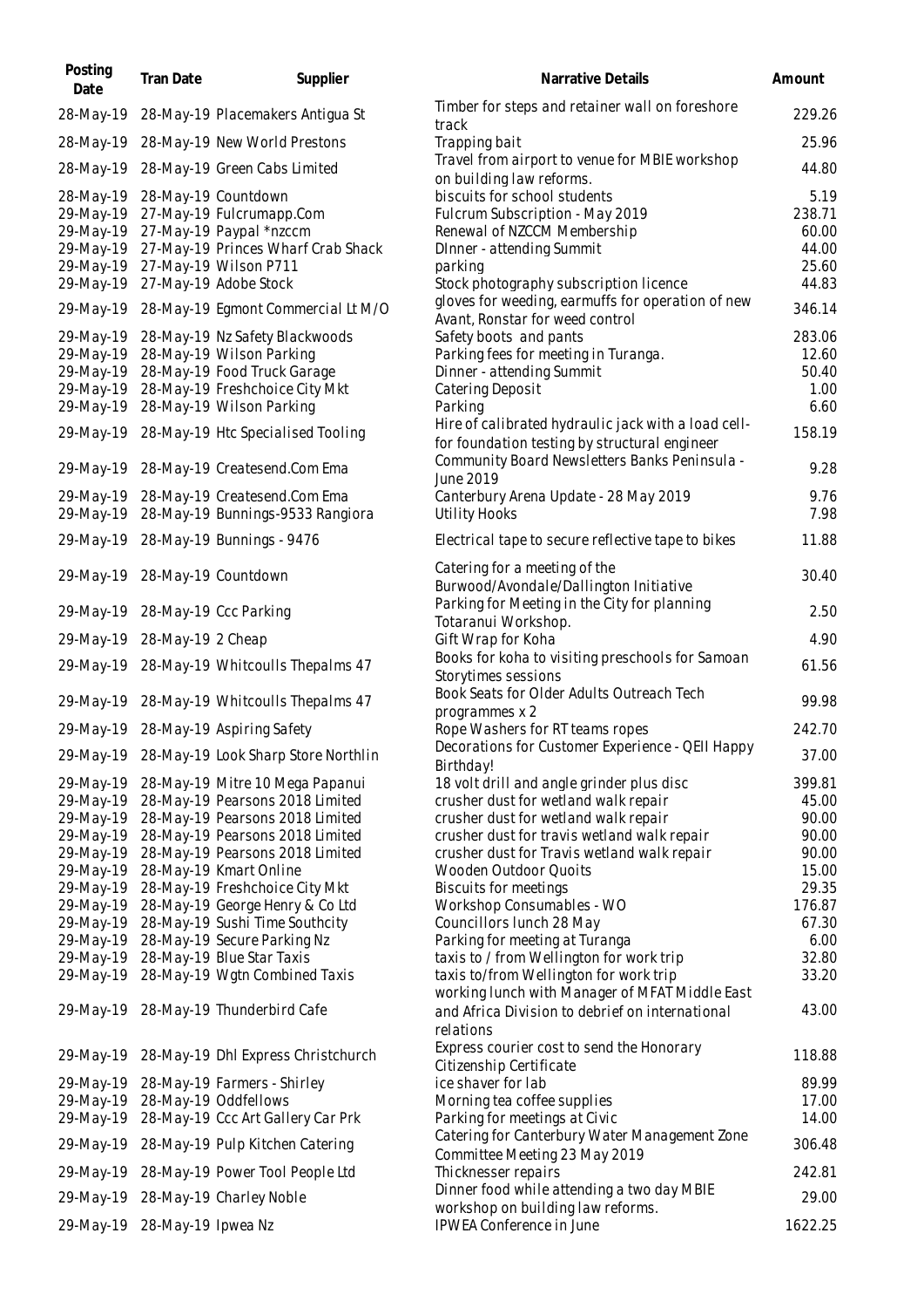| Posting Date | Tran Date | Supplier | Narrative Details | Amount |
|---|---|---|---|---|
| 28-May-19 | 28-May-19 | Placemakers Antigua St | Timber for steps and retainer wall on foreshore track | 229.26 |
| 28-May-19 | 28-May-19 | New World Prestons | Trapping bait | 25.96 |
| 28-May-19 | 28-May-19 | Green Cabs Limited | Travel from airport to venue for MBIE workshop on building law reforms. | 44.80 |
| 28-May-19 | 28-May-19 | Countdown | biscuits for school students | 5.19 |
| 29-May-19 | 27-May-19 | Fulcrumapp.Com | Fulcrum Subscription - May 2019 | 238.71 |
| 29-May-19 | 27-May-19 | Paypal *nzccm | Renewal of NZCCM Membership | 60.00 |
| 29-May-19 | 27-May-19 | Princes Wharf Crab Shack | DInner - attending Summit | 44.00 |
| 29-May-19 | 27-May-19 | Wilson P711 | parking | 25.60 |
| 29-May-19 | 27-May-19 | Adobe Stock | Stock photography subscription licence | 44.83 |
| 29-May-19 | 28-May-19 | Egmont Commercial Lt M/O | gloves for weeding, earmuffs for operation of new Avant, Ronstar for weed control | 346.14 |
| 29-May-19 | 28-May-19 | Nz Safety Blackwoods | Safety boots and pants | 283.06 |
| 29-May-19 | 28-May-19 | Wilson Parking | Parking fees for meeting in Turanga. | 12.60 |
| 29-May-19 | 28-May-19 | Food Truck Garage | Dinner - attending Summit | 50.40 |
| 29-May-19 | 28-May-19 | Freshchoice City Mkt | Catering Deposit | 1.00 |
| 29-May-19 | 28-May-19 | Wilson Parking | Parking | 6.60 |
| 29-May-19 | 28-May-19 | Htc Specialised Tooling | Hire of calibrated hydraulic jack with a load cell- for foundation testing by structural engineer | 158.19 |
| 29-May-19 | 28-May-19 | Createsend.Com Ema | Community Board Newsletters Banks Peninsula - June 2019 | 9.28 |
| 29-May-19 | 28-May-19 | Createsend.Com Ema | Canterbury Arena Update - 28 May 2019 | 9.76 |
| 29-May-19 | 28-May-19 | Bunnings-9533 Rangiora | Utility Hooks | 7.98 |
| 29-May-19 | 28-May-19 | Bunnings - 9476 | Electrical tape to secure reflective tape to bikes | 11.88 |
| 29-May-19 | 28-May-19 | Countdown | Catering for a meeting of the Burwood/Avondale/Dallington Initiative | 30.40 |
| 29-May-19 | 28-May-19 | Ccc Parking | Parking for Meeting in the City for planning Totaranui Workshop. | 2.50 |
| 29-May-19 | 28-May-19 | 2 Cheap | Gift Wrap for Koha | 4.90 |
| 29-May-19 | 28-May-19 | Whitcoulls Thepalms 47 | Books for koha to visiting preschools for Samoan Storytimes sessions | 61.56 |
| 29-May-19 | 28-May-19 | Whitcoulls Thepalms 47 | Book Seats for Older Adults Outreach Tech programmes x 2 | 99.98 |
| 29-May-19 | 28-May-19 | Aspiring Safety | Rope Washers for RT teams ropes | 242.70 |
| 29-May-19 | 28-May-19 | Look Sharp Store Northlin | Decorations for Customer Experience - QEII Happy Birthday! | 37.00 |
| 29-May-19 | 28-May-19 | Mitre 10 Mega Papanui | 18 volt drill and angle grinder plus disc | 399.81 |
| 29-May-19 | 28-May-19 | Pearsons 2018 Limited | crusher dust for wetland walk repair | 45.00 |
| 29-May-19 | 28-May-19 | Pearsons 2018 Limited | crusher dust for wetland walk repair | 90.00 |
| 29-May-19 | 28-May-19 | Pearsons 2018 Limited | crusher dust for travis wetland walk repair | 90.00 |
| 29-May-19 | 28-May-19 | Pearsons 2018 Limited | crusher dust for Travis wetland walk repair | 90.00 |
| 29-May-19 | 28-May-19 | Kmart Online | Wooden Outdoor Quoits | 15.00 |
| 29-May-19 | 28-May-19 | Freshchoice City Mkt | Biscuits for meetings | 29.35 |
| 29-May-19 | 28-May-19 | George Henry & Co Ltd | Workshop Consumables - WO | 176.87 |
| 29-May-19 | 28-May-19 | Sushi Time Southcity | Councillors lunch 28 May | 67.30 |
| 29-May-19 | 28-May-19 | Secure Parking Nz | Parking for meeting at Turanga | 6.00 |
| 29-May-19 | 28-May-19 | Blue Star Taxis | taxis to / from Wellington for work trip | 32.80 |
| 29-May-19 | 28-May-19 | Wgtn Combined Taxis | taxis to/from Wellington for work trip | 33.20 |
| 29-May-19 | 28-May-19 | Thunderbird Cafe | working lunch with Manager of MFAT Middle East and Africa Division to debrief on international relations | 43.00 |
| 29-May-19 | 28-May-19 | Dhl Express Christchurch | Express courier cost to send the Honorary Citizenship Certificate | 118.88 |
| 29-May-19 | 28-May-19 | Farmers - Shirley | ice shaver for lab | 89.99 |
| 29-May-19 | 28-May-19 | Oddfellows | Morning tea coffee supplies | 17.00 |
| 29-May-19 | 28-May-19 | Ccc Art Gallery Car Prk | Parking for meetings at Civic | 14.00 |
| 29-May-19 | 28-May-19 | Pulp Kitchen Catering | Catering for Canterbury Water Management Zone Committee Meeting 23 May 2019 | 306.48 |
| 29-May-19 | 28-May-19 | Power Tool People Ltd | Thicknesser repairs | 242.81 |
| 29-May-19 | 28-May-19 | Charley Noble | Dinner food while attending a two day MBIE workshop on building law reforms. | 29.00 |
| 29-May-19 | 28-May-19 | Ipwea Nz | IPWEA Conference in June | 1622.25 |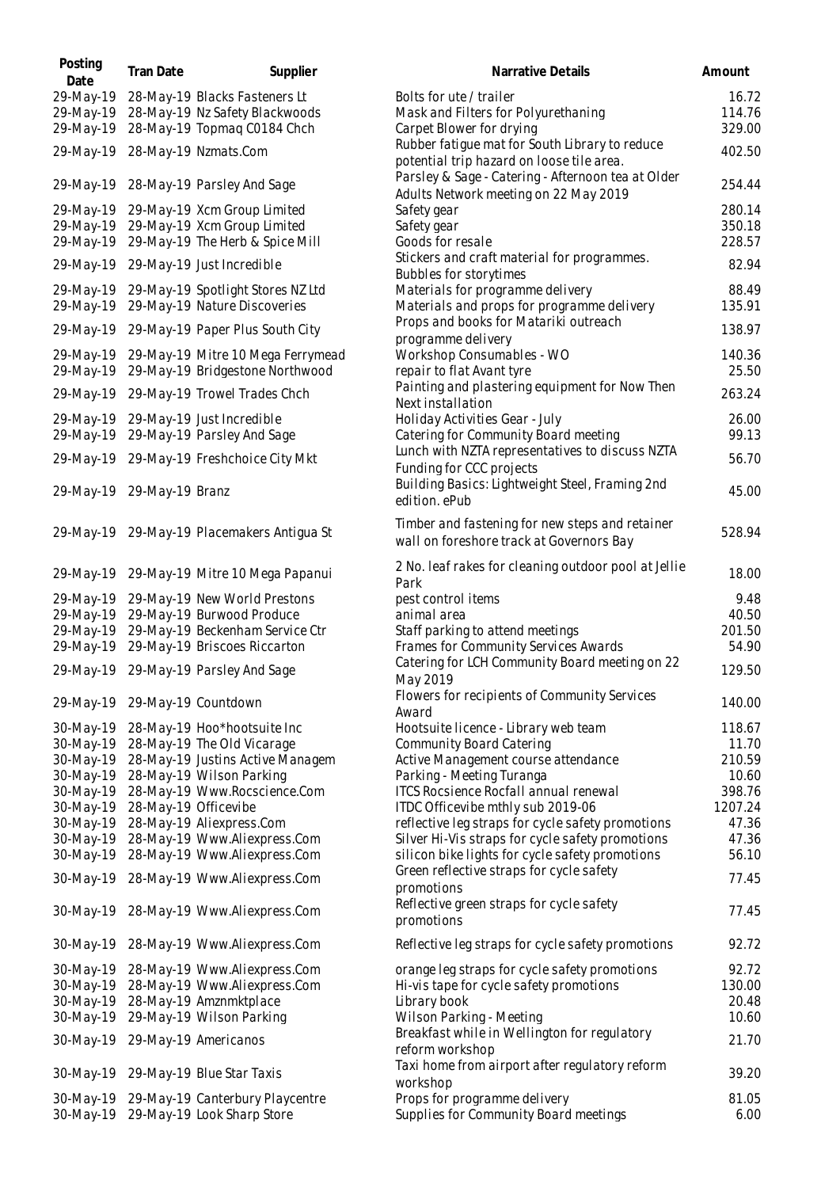| Posting Date | Tran Date | Supplier | Narrative Details | Amount |
| --- | --- | --- | --- | --- |
| 29-May-19 | 28-May-19 | Blacks Fasteners Lt | Bolts for ute / trailer | 16.72 |
| 29-May-19 | 28-May-19 | Nz Safety Blackwoods | Mask and Filters for Polyurethaning | 114.76 |
| 29-May-19 | 28-May-19 | Topmaq C0184 Chch | Carpet Blower for drying | 329.00 |
| 29-May-19 | 28-May-19 | Nzmats.Com | Rubber fatigue mat for South Library to reduce potential trip hazard on loose tile area. | 402.50 |
| 29-May-19 | 28-May-19 | Parsley And Sage | Parsley & Sage - Catering - Afternoon tea at Older Adults Network meeting on 22 May 2019 | 254.44 |
| 29-May-19 | 29-May-19 | Xcm Group Limited | Safety gear | 280.14 |
| 29-May-19 | 29-May-19 | Xcm Group Limited | Safety gear | 350.18 |
| 29-May-19 | 29-May-19 | The Herb & Spice Mill | Goods for resale | 228.57 |
| 29-May-19 | 29-May-19 | Just Incredible | Stickers and craft material for programmes. Bubbles for storytimes | 82.94 |
| 29-May-19 | 29-May-19 | Spotlight Stores NZ Ltd | Materials for programme delivery | 88.49 |
| 29-May-19 | 29-May-19 | Nature Discoveries | Materials and props for programme delivery | 135.91 |
| 29-May-19 | 29-May-19 | Paper Plus South City | Props and books for Matariki outreach programme delivery | 138.97 |
| 29-May-19 | 29-May-19 | Mitre 10 Mega Ferrymead | Workshop Consumables - WO | 140.36 |
| 29-May-19 | 29-May-19 | Bridgestone Northwood | repair to flat Avant tyre | 25.50 |
| 29-May-19 | 29-May-19 | Trowel Trades Chch | Painting and plastering equipment for Now Then Next installation | 263.24 |
| 29-May-19 | 29-May-19 | Just Incredible | Holiday Activities Gear - July | 26.00 |
| 29-May-19 | 29-May-19 | Parsley And Sage | Catering for Community Board meeting | 99.13 |
| 29-May-19 | 29-May-19 | Freshchoice City Mkt | Lunch with NZTA representatives to discuss NZTA Funding for CCC projects | 56.70 |
| 29-May-19 | 29-May-19 | Branz | Building Basics: Lightweight Steel, Framing 2nd edition. ePub | 45.00 |
| 29-May-19 | 29-May-19 | Placemakers Antigua St | Timber and fastening for new steps and retainer wall on foreshore track at Governors Bay | 528.94 |
| 29-May-19 | 29-May-19 | Mitre 10 Mega Papanui | 2 No. leaf rakes for cleaning outdoor pool at Jellie Park | 18.00 |
| 29-May-19 | 29-May-19 | New World Prestons | pest control items | 9.48 |
| 29-May-19 | 29-May-19 | Burwood Produce | animal area | 40.50 |
| 29-May-19 | 29-May-19 | Beckenham Service Ctr | Staff parking to attend meetings | 201.50 |
| 29-May-19 | 29-May-19 | Briscoes Riccarton | Frames for Community Services Awards | 54.90 |
| 29-May-19 | 29-May-19 | Parsley And Sage | Catering for LCH Community Board meeting on 22 May 2019 | 129.50 |
| 29-May-19 | 29-May-19 | Countdown | Flowers for recipients of Community Services Award | 140.00 |
| 30-May-19 | 28-May-19 | Hoo*hootsuite Inc | Hootsuite licence - Library web team | 118.67 |
| 30-May-19 | 28-May-19 | The Old Vicarage | Community Board Catering | 11.70 |
| 30-May-19 | 28-May-19 | Justins Active Managem | Active Management course attendance | 210.59 |
| 30-May-19 | 28-May-19 | Wilson Parking | Parking - Meeting Turanga | 10.60 |
| 30-May-19 | 28-May-19 | Www.Rocscience.Com | ITCS Rocsience Rocfall annual renewal | 398.76 |
| 30-May-19 | 28-May-19 | Officevibe | ITDC Officevibe mthly sub 2019-06 | 1207.24 |
| 30-May-19 | 28-May-19 | Aliexpress.Com | reflective leg straps for cycle safety promotions | 47.36 |
| 30-May-19 | 28-May-19 | Www.Aliexpress.Com | Silver Hi-Vis straps for cycle safety promotions | 47.36 |
| 30-May-19 | 28-May-19 | Www.Aliexpress.Com | silicon bike lights for cycle safety promotions | 56.10 |
| 30-May-19 | 28-May-19 | Www.Aliexpress.Com | Green reflective straps for cycle safety promotions | 77.45 |
| 30-May-19 | 28-May-19 | Www.Aliexpress.Com | Reflective green straps for cycle safety promotions | 77.45 |
| 30-May-19 | 28-May-19 | Www.Aliexpress.Com | Reflective leg straps for cycle safety promotions | 92.72 |
| 30-May-19 | 28-May-19 | Www.Aliexpress.Com | orange leg straps for cycle safety promotions | 92.72 |
| 30-May-19 | 28-May-19 | Www.Aliexpress.Com | Hi-vis tape for cycle safety promotions | 130.00 |
| 30-May-19 | 28-May-19 | Amznmktplace | Library book | 20.48 |
| 30-May-19 | 29-May-19 | Wilson Parking | Wilson Parking - Meeting | 10.60 |
| 30-May-19 | 29-May-19 | Americanos | Breakfast while in Wellington for regulatory reform workshop | 21.70 |
| 30-May-19 | 29-May-19 | Blue Star Taxis | Taxi home from airport after regulatory reform workshop | 39.20 |
| 30-May-19 | 29-May-19 | Canterbury Playcentre | Props for programme delivery | 81.05 |
| 30-May-19 | 29-May-19 | Look Sharp Store | Supplies for Community Board meetings | 6.00 |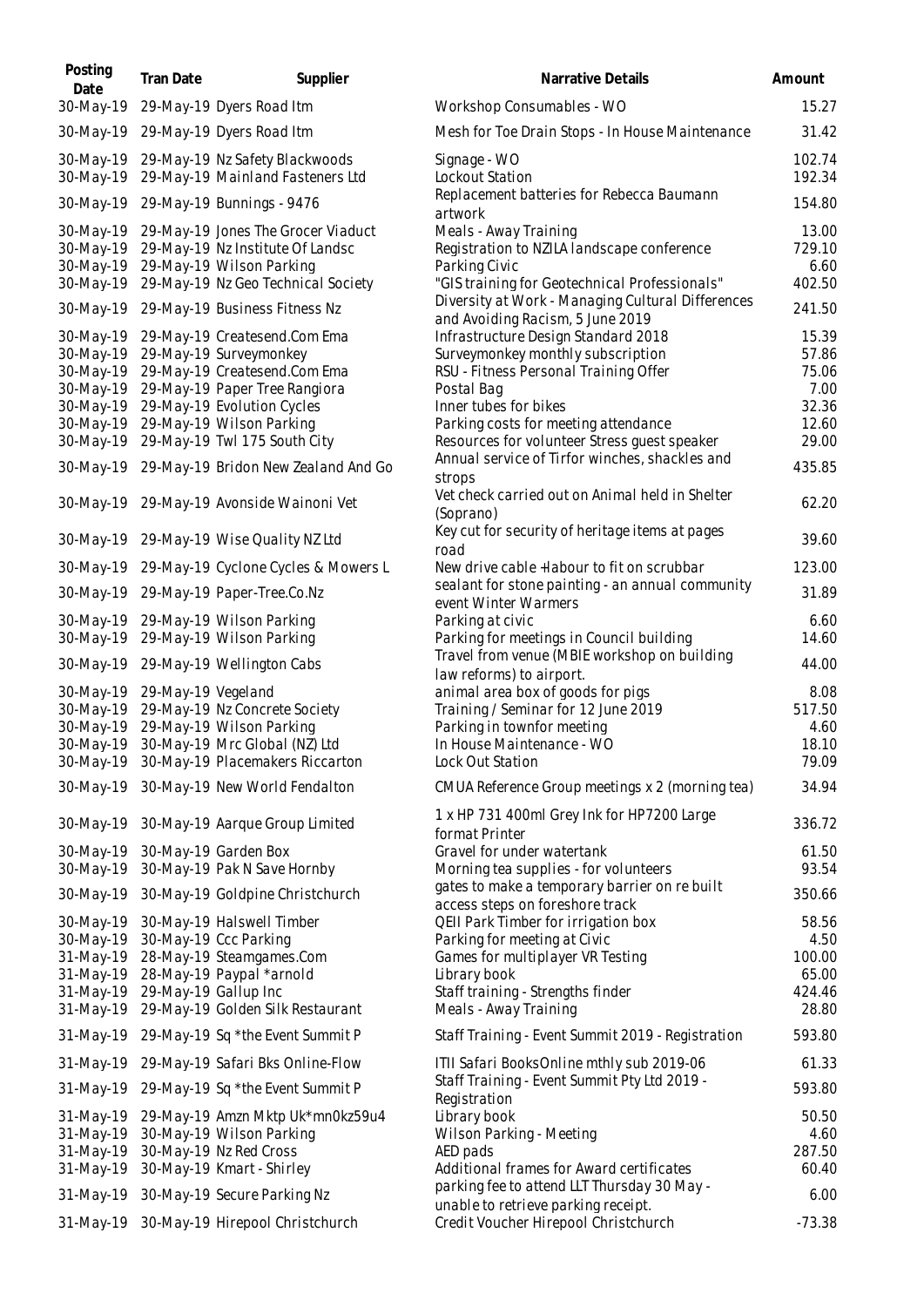| Posting Date | Tran Date | Supplier | Narrative Details | Amount |
| --- | --- | --- | --- | --- |
| 30-May-19 | 29-May-19 | Dyers Road Itm | Workshop Consumables - WO | 15.27 |
| 30-May-19 | 29-May-19 | Dyers Road Itm | Mesh for Toe Drain Stops - In House Maintenance | 31.42 |
| 30-May-19 | 29-May-19 | Nz Safety Blackwoods | Signage - WO | 102.74 |
| 30-May-19 | 29-May-19 | Mainland Fasteners Ltd | Lockout Station | 192.34 |
| 30-May-19 | 29-May-19 | Bunnings - 9476 | Replacement batteries for Rebecca Baumann artwork | 154.80 |
| 30-May-19 | 29-May-19 | Jones The Grocer Viaduct | Meals - Away Training | 13.00 |
| 30-May-19 | 29-May-19 | Nz Institute Of Landsc | Registration to NZILA landscape conference | 729.10 |
| 30-May-19 | 29-May-19 | Wilson Parking | Parking Civic | 6.60 |
| 30-May-19 | 29-May-19 | Nz Geo Technical Society | "GIS training for Geotechnical Professionals" | 402.50 |
| 30-May-19 | 29-May-19 | Business Fitness Nz | Diversity at Work - Managing Cultural Differences and Avoiding Racism, 5 June 2019 | 241.50 |
| 30-May-19 | 29-May-19 | Createsend.Com Ema | Infrastructure Design Standard 2018 | 15.39 |
| 30-May-19 | 29-May-19 | Surveymonkey | Surveymonkey monthly subscription | 57.86 |
| 30-May-19 | 29-May-19 | Createsend.Com Ema | RSU - Fitness Personal Training Offer | 75.06 |
| 30-May-19 | 29-May-19 | Paper Tree Rangiora | Postal Bag | 7.00 |
| 30-May-19 | 29-May-19 | Evolution Cycles | Inner tubes for bikes | 32.36 |
| 30-May-19 | 29-May-19 | Wilson Parking | Parking costs for meeting attendance | 12.60 |
| 30-May-19 | 29-May-19 | Twl 175 South City | Resources for volunteer Stress guest speaker | 29.00 |
| 30-May-19 | 29-May-19 | Bridon New Zealand And Go | Annual service of Tirfor winches, shackles and strops | 435.85 |
| 30-May-19 | 29-May-19 | Avonside Wainoni Vet | Vet check carried out on Animal held in Shelter (Soprano) | 62.20 |
| 30-May-19 | 29-May-19 | Wise Quality NZ Ltd | Key cut for security of heritage items at pages road | 39.60 |
| 30-May-19 | 29-May-19 | Cyclone Cycles & Mowers L | New drive cable +labour to fit on scrubbar | 123.00 |
| 30-May-19 | 29-May-19 | Paper-Tree.Co.Nz | sealant for stone painting - an annual community event Winter Warmers | 31.89 |
| 30-May-19 | 29-May-19 | Wilson Parking | Parking at civic | 6.60 |
| 30-May-19 | 29-May-19 | Wilson Parking | Parking for meetings in Council building | 14.60 |
| 30-May-19 | 29-May-19 | Wellington Cabs | Travel from venue (MBIE workshop on building law reforms) to airport. | 44.00 |
| 30-May-19 | 29-May-19 | Vegeland | animal area box of goods for pigs | 8.08 |
| 30-May-19 | 29-May-19 | Nz Concrete Society | Training / Seminar for 12 June 2019 | 517.50 |
| 30-May-19 | 29-May-19 | Wilson Parking | Parking in townfor meeting | 4.60 |
| 30-May-19 | 30-May-19 | Mrc Global (NZ) Ltd | In House Maintenance - WO | 18.10 |
| 30-May-19 | 30-May-19 | Placemakers Riccarton | Lock Out Station | 79.09 |
| 30-May-19 | 30-May-19 | New World Fendalton | CMUA Reference Group meetings x 2 (morning tea) | 34.94 |
| 30-May-19 | 30-May-19 | Aarque Group Limited | 1 x HP 731 400ml Grey Ink for HP7200 Large format Printer | 336.72 |
| 30-May-19 | 30-May-19 | Garden Box | Gravel for under watertank | 61.50 |
| 30-May-19 | 30-May-19 | Pak N Save Hornby | Morning tea supplies - for volunteers | 93.54 |
| 30-May-19 | 30-May-19 | Goldpine Christchurch | gates to make a temporary barrier on re built access steps on foreshore track | 350.66 |
| 30-May-19 | 30-May-19 | Halswell Timber | QEII Park Timber for irrigation box | 58.56 |
| 30-May-19 | 30-May-19 | Ccc Parking | Parking for meeting at Civic | 4.50 |
| 31-May-19 | 28-May-19 | Steamgames.Com | Games for multiplayer VR Testing | 100.00 |
| 31-May-19 | 28-May-19 | Paypal *arnold | Library book | 65.00 |
| 31-May-19 | 29-May-19 | Gallup Inc | Staff training - Strengths finder | 424.46 |
| 31-May-19 | 29-May-19 | Golden Silk Restaurant | Meals - Away Training | 28.80 |
| 31-May-19 | 29-May-19 | Sq *the Event Summit P | Staff Training - Event Summit 2019 - Registration | 593.80 |
| 31-May-19 | 29-May-19 | Safari Bks Online-Flow | ITII Safari BooksOnline mthly sub 2019-06 | 61.33 |
| 31-May-19 | 29-May-19 | Sq *the Event Summit P | Staff Training - Event Summit Pty Ltd 2019 - Registration | 593.80 |
| 31-May-19 | 29-May-19 | Amzn Mktp Uk*mn0kz59u4 | Library book | 50.50 |
| 31-May-19 | 30-May-19 | Wilson Parking | Wilson Parking - Meeting | 4.60 |
| 31-May-19 | 30-May-19 | Nz Red Cross | AED pads | 287.50 |
| 31-May-19 | 30-May-19 | Kmart - Shirley | Additional frames for Award certificates | 60.40 |
| 31-May-19 | 30-May-19 | Secure Parking Nz | parking fee to attend LLT Thursday 30 May - unable to retrieve parking receipt. | 6.00 |
| 31-May-19 | 30-May-19 | Hirepool Christchurch | Credit Voucher Hirepool Christchurch | -73.38 |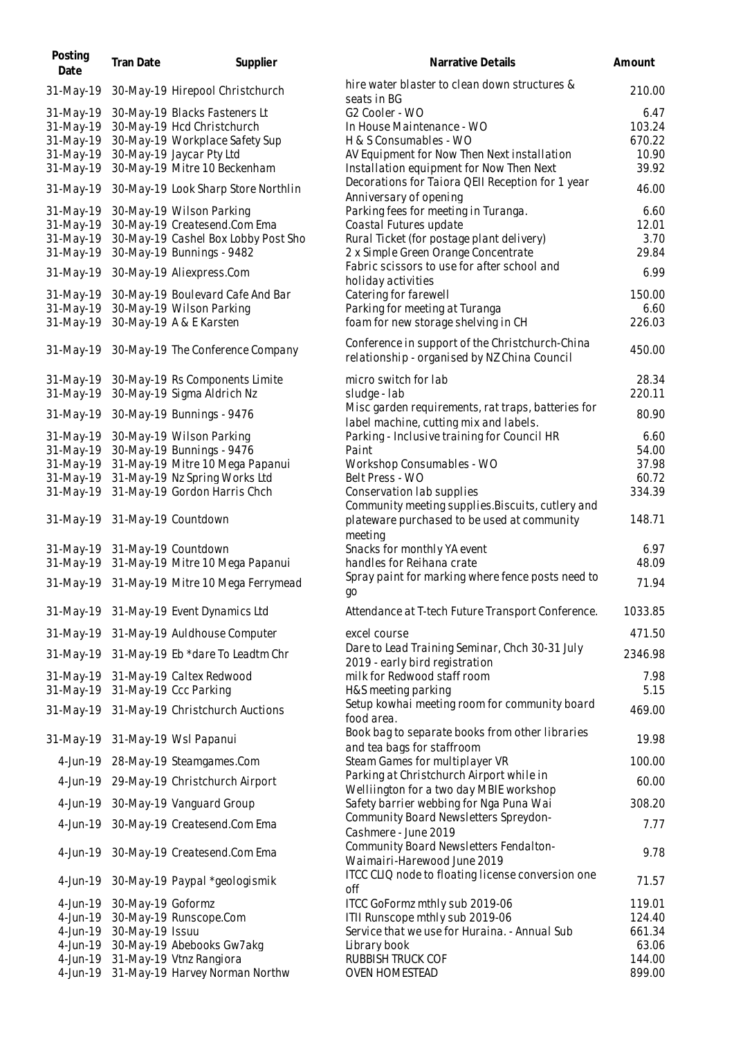| Posting Date | Tran Date | Supplier | Narrative Details | Amount |
|---|---|---|---|---|
| 31-May-19 | 30-May-19 | Hirepool Christchurch | hire water blaster to clean down structures & seats in BG | 210.00 |
| 31-May-19 | 30-May-19 | Blacks Fasteners Lt | G2 Cooler - WO | 6.47 |
| 31-May-19 | 30-May-19 | Hcd Christchurch | In House Maintenance - WO | 103.24 |
| 31-May-19 | 30-May-19 | Workplace Safety Sup | H & S Consumables - WO | 670.22 |
| 31-May-19 | 30-May-19 | Jaycar Pty Ltd | AV Equipment for Now Then Next installation | 10.90 |
| 31-May-19 | 30-May-19 | Mitre 10 Beckenham | Installation equipment for Now Then Next | 39.92 |
| 31-May-19 | 30-May-19 | Look Sharp Store Northlin | Decorations for Taiora QEII Reception for 1 year Anniversary of opening | 46.00 |
| 31-May-19 | 30-May-19 | Wilson Parking | Parking fees for meeting in Turanga. | 6.60 |
| 31-May-19 | 30-May-19 | Createsend.Com Ema | Coastal Futures update | 12.01 |
| 31-May-19 | 30-May-19 | Cashel Box Lobby Post Sho | Rural Ticket (for postage plant delivery) | 3.70 |
| 31-May-19 | 30-May-19 | Bunnings - 9482 | 2 x Simple Green Orange Concentrate | 29.84 |
| 31-May-19 | 30-May-19 | Aliexpress.Com | Fabric scissors to use for after school and holiday activities | 6.99 |
| 31-May-19 | 30-May-19 | Boulevard Cafe And Bar | Catering for farewell | 150.00 |
| 31-May-19 | 30-May-19 | Wilson Parking | Parking for meeting at Turanga | 6.60 |
| 31-May-19 | 30-May-19 | A & E Karsten | foam for new storage shelving in CH | 226.03 |
| 31-May-19 | 30-May-19 | The Conference Company | Conference in support of the Christchurch-China relationship - organised by NZ China Council | 450.00 |
| 31-May-19 | 30-May-19 | Rs Components Limite | micro switch for lab | 28.34 |
| 31-May-19 | 30-May-19 | Sigma Aldrich Nz | sludge - lab | 220.11 |
| 31-May-19 | 30-May-19 | Bunnings - 9476 | Misc garden requirements, rat traps, batteries for label machine, cutting mix and labels. | 80.90 |
| 31-May-19 | 30-May-19 | Wilson Parking | Parking - Inclusive training for Council HR | 6.60 |
| 31-May-19 | 30-May-19 | Bunnings - 9476 | Paint | 54.00 |
| 31-May-19 | 31-May-19 | Mitre 10 Mega Papanui | Workshop Consumables - WO | 37.98 |
| 31-May-19 | 31-May-19 | Nz Spring Works Ltd | Belt Press - WO | 60.72 |
| 31-May-19 | 31-May-19 | Gordon Harris Chch | Conservation lab supplies | 334.39 |
| 31-May-19 | 31-May-19 | Countdown | Community meeting supplies.Biscuits, cutlery and plateware purchased to be used at community meeting | 148.71 |
| 31-May-19 | 31-May-19 | Countdown | Snacks for monthly YA event | 6.97 |
| 31-May-19 | 31-May-19 | Mitre 10 Mega Papanui | handles for Reihana crate | 48.09 |
| 31-May-19 | 31-May-19 | Mitre 10 Mega Ferrymead | Spray paint for marking where fence posts need to go | 71.94 |
| 31-May-19 | 31-May-19 | Event Dynamics Ltd | Attendance at T-tech Future Transport Conference. | 1033.85 |
| 31-May-19 | 31-May-19 | Auldhouse Computer | excel course | 471.50 |
| 31-May-19 | 31-May-19 | Eb *dare To Leadtm Chr | Dare to Lead Training Seminar, Chch 30-31 July 2019 - early bird registration | 2346.98 |
| 31-May-19 | 31-May-19 | Caltex Redwood | milk for Redwood staff room | 7.98 |
| 31-May-19 | 31-May-19 | Ccc Parking | H&S meeting parking | 5.15 |
| 31-May-19 | 31-May-19 | Christchurch Auctions | Setup kowhai meeting room for community board food area. | 469.00 |
| 31-May-19 | 31-May-19 | Wsl Papanui | Book bag to separate books from other libraries and tea bags for staffroom | 19.98 |
| 4-Jun-19 | 28-May-19 | Steamgames.Com | Steam Games for multiplayer VR | 100.00 |
| 4-Jun-19 | 29-May-19 | Christchurch Airport | Parking at Christchurch Airport while in Welliington for a two day MBIE workshop | 60.00 |
| 4-Jun-19 | 30-May-19 | Vanguard Group | Safety barrier webbing for Nga Puna Wai | 308.20 |
| 4-Jun-19 | 30-May-19 | Createsend.Com Ema | Community Board Newsletters Spreydon-Cashmere - June 2019 | 7.77 |
| 4-Jun-19 | 30-May-19 | Createsend.Com Ema | Community Board Newsletters Fendalton-Waimairi-Harewood June 2019 | 9.78 |
| 4-Jun-19 | 30-May-19 | Paypal *geologismik | ITCC CLIQ node to floating license conversion one off | 71.57 |
| 4-Jun-19 | 30-May-19 | Goformz | ITCC GoFormz mthly sub 2019-06 | 119.01 |
| 4-Jun-19 | 30-May-19 | Runscope.Com | ITII Runscope mthly sub 2019-06 | 124.40 |
| 4-Jun-19 | 30-May-19 | Issuu | Service that we use for Huraina. - Annual Sub | 661.34 |
| 4-Jun-19 | 30-May-19 | Abebooks Gw7akg | Library book | 63.06 |
| 4-Jun-19 | 31-May-19 | Vtnz Rangiora | RUBBISH TRUCK COF | 144.00 |
| 4-Jun-19 | 31-May-19 | Harvey Norman Northw | OVEN HOMESTEAD | 899.00 |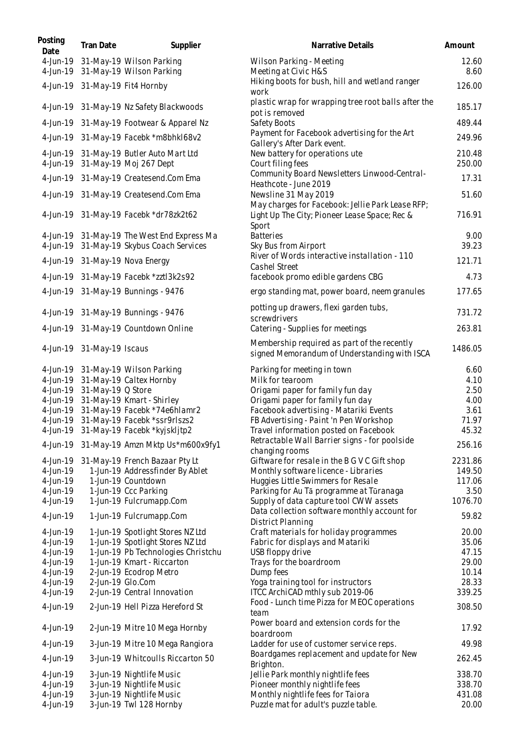| Posting Date | Tran Date | Supplier | Narrative Details | Amount |
|---|---|---|---|---|
| 4-Jun-19 | 31-May-19 | Wilson Parking | Wilson Parking - Meeting | 12.60 |
| 4-Jun-19 | 31-May-19 | Wilson Parking | Meeting at Civic H&S | 8.60 |
| 4-Jun-19 | 31-May-19 | Fit4 Hornby | Hiking boots for bush, hill and wetland ranger work | 126.00 |
| 4-Jun-19 | 31-May-19 | Nz Safety Blackwoods | plastic wrap for wrapping tree root balls after the pot is removed | 185.17 |
| 4-Jun-19 | 31-May-19 | Footwear & Apparel Nz | Safety Boots | 489.44 |
| 4-Jun-19 | 31-May-19 | Facebk *m8bhkl68v2 | Payment for Facebook advertising for the Art Gallery's After Dark event. | 249.96 |
| 4-Jun-19 | 31-May-19 | Butler Auto Mart Ltd | New battery for operations ute | 210.48 |
| 4-Jun-19 | 31-May-19 | Moj 267 Dept | Court filing fees | 250.00 |
| 4-Jun-19 | 31-May-19 | Createsend.Com Ema | Community Board Newsletters Linwood-Central-Heathcote - June 2019 | 17.31 |
| 4-Jun-19 | 31-May-19 | Createsend.Com Ema | Newsline 31 May 2019 | 51.60 |
| 4-Jun-19 | 31-May-19 | Facebk *dr78zk2t62 | May charges for Facebook: Jellie Park Lease RFP; Light Up The City; Pioneer Lease Space; Rec & Sport | 716.91 |
| 4-Jun-19 | 31-May-19 | The West End Express Ma | Batteries | 9.00 |
| 4-Jun-19 | 31-May-19 | Skybus Coach Services | Sky Bus from Airport | 39.23 |
| 4-Jun-19 | 31-May-19 | Nova Energy | River of Words interactive installation - 110 Cashel Street | 121.71 |
| 4-Jun-19 | 31-May-19 | Facebk *zztl3k2s92 | facebook promo edible gardens CBG | 4.73 |
| 4-Jun-19 | 31-May-19 | Bunnings - 9476 | ergo standing mat, power board, neem granules | 177.65 |
| 4-Jun-19 | 31-May-19 | Bunnings - 9476 | potting up drawers, flexi garden tubs, screwdrivers | 731.72 |
| 4-Jun-19 | 31-May-19 | Countdown Online | Catering - Supplies for meetings | 263.81 |
| 4-Jun-19 | 31-May-19 | Iscaus | Membership required as part of the recently signed Memorandum of Understanding with ISCA | 1486.05 |
| 4-Jun-19 | 31-May-19 | Wilson Parking | Parking for meeting in town | 6.60 |
| 4-Jun-19 | 31-May-19 | Caltex Hornby | Milk for tearoom | 4.10 |
| 4-Jun-19 | 31-May-19 | Q Store | Origami paper for family fun day | 2.50 |
| 4-Jun-19 | 31-May-19 | Kmart - Shirley | Origami paper for family fun day | 4.00 |
| 4-Jun-19 | 31-May-19 | Facebk *74e6hlamr2 | Facebook advertising - Matariki Events | 3.61 |
| 4-Jun-19 | 31-May-19 | Facebk *ssr9rlszs2 | FB Advertising - Paint 'n Pen Workshop | 71.97 |
| 4-Jun-19 | 31-May-19 | Facebk *kyjskljtp2 | Travel information posted on Facebook | 45.32 |
| 4-Jun-19 | 31-May-19 | Amzn Mktp Us*m600x9fy1 | Retractable Wall Barrier signs - for poolside changing rooms | 256.16 |
| 4-Jun-19 | 31-May-19 | French Bazaar Pty Lt | Giftware for resale in the B G V C Gift shop | 2231.86 |
| 4-Jun-19 | 1-Jun-19 | Addressfinder By Ablet | Monthly software licence - Libraries | 149.50 |
| 4-Jun-19 | 1-Jun-19 | Countdown | Huggies Little Swimmers for Resale | 117.06 |
| 4-Jun-19 | 1-Jun-19 | Ccc Parking | Parking for Au Tā programme at Tūranaga | 3.50 |
| 4-Jun-19 | 1-Jun-19 | Fulcrumapp.Com | Supply of data capture tool CWW assets | 1076.70 |
| 4-Jun-19 | 1-Jun-19 | Fulcrumapp.Com | Data collection software monthly account for District Planning | 59.82 |
| 4-Jun-19 | 1-Jun-19 | Spotlight Stores NZ Ltd | Craft materials for holiday programmes | 20.00 |
| 4-Jun-19 | 1-Jun-19 | Spotlight Stores NZ Ltd | Fabric for displays and Matariki | 35.06 |
| 4-Jun-19 | 1-Jun-19 | Pb Technologies Christchu | USB floppy drive | 47.15 |
| 4-Jun-19 | 1-Jun-19 | Kmart - Riccarton | Trays for the boardroom | 29.00 |
| 4-Jun-19 | 2-Jun-19 | Ecodrop Metro | Dump fees | 10.14 |
| 4-Jun-19 | 2-Jun-19 | Glo.Com | Yoga training tool for instructors | 28.33 |
| 4-Jun-19 | 2-Jun-19 | Central Innovation | ITCC ArchiCAD mthly sub 2019-06 | 339.25 |
| 4-Jun-19 | 2-Jun-19 | Hell Pizza Hereford St | Food - Lunch time Pizza for MEOC operations team | 308.50 |
| 4-Jun-19 | 2-Jun-19 | Mitre 10 Mega Hornby | Power board and extension cords for the boardroom | 17.92 |
| 4-Jun-19 | 3-Jun-19 | Mitre 10 Mega Rangiora | Ladder for use of customer service reps. | 49.98 |
| 4-Jun-19 | 3-Jun-19 | Whitcoulls Riccarton 50 | Boardgames replacement and update for New Brighton. | 262.45 |
| 4-Jun-19 | 3-Jun-19 | Nightlife Music | Jellie Park monthly nightlife fees | 338.70 |
| 4-Jun-19 | 3-Jun-19 | Nightlife Music | Pioneer monthly nightlife fees | 338.70 |
| 4-Jun-19 | 3-Jun-19 | Nightlife Music | Monthly nightlife fees for Taiora | 431.08 |
| 4-Jun-19 | 3-Jun-19 | Twl 128 Hornby | Puzzle mat for adult's puzzle table. | 20.00 |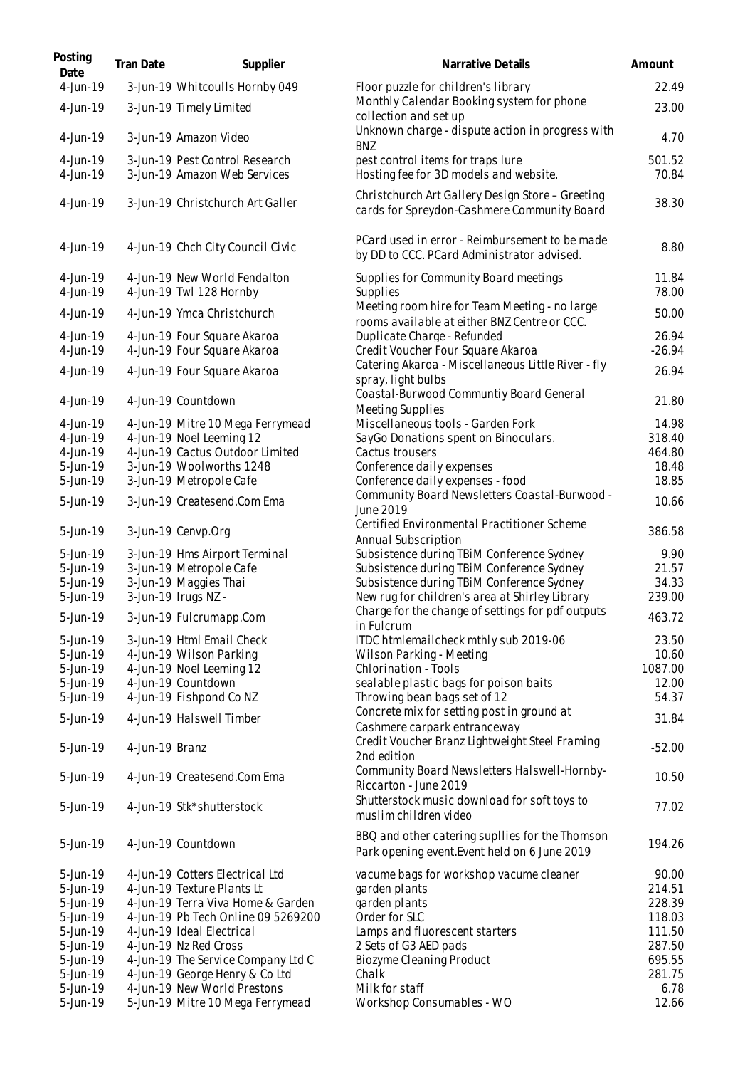| Posting Date | Tran Date | Supplier | Narrative Details | Amount |
|---|---|---|---|---|
| 4-Jun-19 | 3-Jun-19 | Whitcoulls Hornby 049 | Floor puzzle for children's library | 22.49 |
| 4-Jun-19 | 3-Jun-19 | Timely Limited | Monthly Calendar Booking system for phone collection and set up | 23.00 |
| 4-Jun-19 | 3-Jun-19 | Amazon Video | Unknown charge - dispute action in progress with BNZ | 4.70 |
| 4-Jun-19 | 3-Jun-19 | Pest Control Research | pest control items for traps lure | 501.52 |
| 4-Jun-19 | 3-Jun-19 | Amazon Web Services | Hosting fee for 3D models and website. | 70.84 |
| 4-Jun-19 | 3-Jun-19 | Christchurch Art Galler | Christchurch Art Gallery Design Store – Greeting cards for Spreydon-Cashmere Community Board | 38.30 |
| 4-Jun-19 | 4-Jun-19 | Chch City Council Civic | PCard used in error - Reimbursement to be made by DD to CCC. PCard Administrator advised. | 8.80 |
| 4-Jun-19 | 4-Jun-19 | New World Fendalton | Supplies for Community Board meetings | 11.84 |
| 4-Jun-19 | 4-Jun-19 | Twl 128 Hornby | Supplies | 78.00 |
| 4-Jun-19 | 4-Jun-19 | Ymca Christchurch | Meeting room hire for Team Meeting - no large rooms available at either BNZ Centre or CCC. | 50.00 |
| 4-Jun-19 | 4-Jun-19 | Four Square Akaroa | Duplicate Charge - Refunded | 26.94 |
| 4-Jun-19 | 4-Jun-19 | Four Square Akaroa | Credit Voucher Four Square Akaroa | -26.94 |
| 4-Jun-19 | 4-Jun-19 | Four Square Akaroa | Catering Akaroa - Miscellaneous Little River - fly spray, light bulbs | 26.94 |
| 4-Jun-19 | 4-Jun-19 | Countdown | Coastal-Burwood Communtiy Board General Meeting Supplies | 21.80 |
| 4-Jun-19 | 4-Jun-19 | Mitre 10 Mega Ferrymead | Miscellaneous tools - Garden Fork | 14.98 |
| 4-Jun-19 | 4-Jun-19 | Noel Leeming 12 | SayGo Donations spent on Binoculars. | 318.40 |
| 4-Jun-19 | 4-Jun-19 | Cactus Outdoor Limited | Cactus trousers | 464.80 |
| 5-Jun-19 | 3-Jun-19 | Woolworths 1248 | Conference daily expenses | 18.48 |
| 5-Jun-19 | 3-Jun-19 | Metropole Cafe | Conference daily expenses - food | 18.85 |
| 5-Jun-19 | 3-Jun-19 | Createsend.Com Ema | Community Board Newsletters Coastal-Burwood - June 2019 | 10.66 |
| 5-Jun-19 | 3-Jun-19 | Cenvp.Org | Certified Environmental Practitioner Scheme Annual Subscription | 386.58 |
| 5-Jun-19 | 3-Jun-19 | Hms Airport Terminal | Subsistence during TBiM Conference Sydney | 9.90 |
| 5-Jun-19 | 3-Jun-19 | Metropole Cafe | Subsistence during TBiM Conference Sydney | 21.57 |
| 5-Jun-19 | 3-Jun-19 | Maggies Thai | Subsistence during TBiM Conference Sydney | 34.33 |
| 5-Jun-19 | 3-Jun-19 | Irugs NZ - | New rug for children's area at Shirley Library | 239.00 |
| 5-Jun-19 | 3-Jun-19 | Fulcrumapp.Com | Charge for the change of settings for pdf outputs in Fulcrum | 463.72 |
| 5-Jun-19 | 3-Jun-19 | Html Email Check | ITDC htmlemailcheck mthly sub 2019-06 | 23.50 |
| 5-Jun-19 | 4-Jun-19 | Wilson Parking | Wilson Parking - Meeting | 10.60 |
| 5-Jun-19 | 4-Jun-19 | Noel Leeming 12 | Chlorination - Tools | 1087.00 |
| 5-Jun-19 | 4-Jun-19 | Countdown | sealable plastic bags for poison baits | 12.00 |
| 5-Jun-19 | 4-Jun-19 | Fishpond Co NZ | Throwing bean bags set of 12 | 54.37 |
| 5-Jun-19 | 4-Jun-19 | Halswell Timber | Concrete mix for setting post in ground at Cashmere carpark entranceway | 31.84 |
| 5-Jun-19 | 4-Jun-19 | Branz | Credit Voucher Branz Lightweight Steel Framing 2nd edition | -52.00 |
| 5-Jun-19 | 4-Jun-19 | Createsend.Com Ema | Community Board Newsletters Halswell-Hornby-Riccarton - June 2019 | 10.50 |
| 5-Jun-19 | 4-Jun-19 | Stk*shutterstock | Shutterstock music download for soft toys to muslim children video | 77.02 |
| 5-Jun-19 | 4-Jun-19 | Countdown | BBQ and other catering supllies for the Thomson Park opening event.Event held on 6 June 2019 | 194.26 |
| 5-Jun-19 | 4-Jun-19 | Cotters Electrical Ltd | vacume bags for workshop vacume cleaner | 90.00 |
| 5-Jun-19 | 4-Jun-19 | Texture Plants Lt | garden plants | 214.51 |
| 5-Jun-19 | 4-Jun-19 | Terra Viva Home & Garden | garden plants | 228.39 |
| 5-Jun-19 | 4-Jun-19 | Pb Tech Online 09 5269200 | Order for SLC | 118.03 |
| 5-Jun-19 | 4-Jun-19 | Ideal Electrical | Lamps and fluorescent starters | 111.50 |
| 5-Jun-19 | 4-Jun-19 | Nz Red Cross | 2 Sets of G3 AED pads | 287.50 |
| 5-Jun-19 | 4-Jun-19 | The Service Company Ltd C | Biozyme Cleaning Product | 695.55 |
| 5-Jun-19 | 4-Jun-19 | George Henry & Co Ltd | Chalk | 281.75 |
| 5-Jun-19 | 4-Jun-19 | New World Prestons | Milk for staff | 6.78 |
| 5-Jun-19 | 5-Jun-19 | Mitre 10 Mega Ferrymead | Workshop Consumables - WO | 12.66 |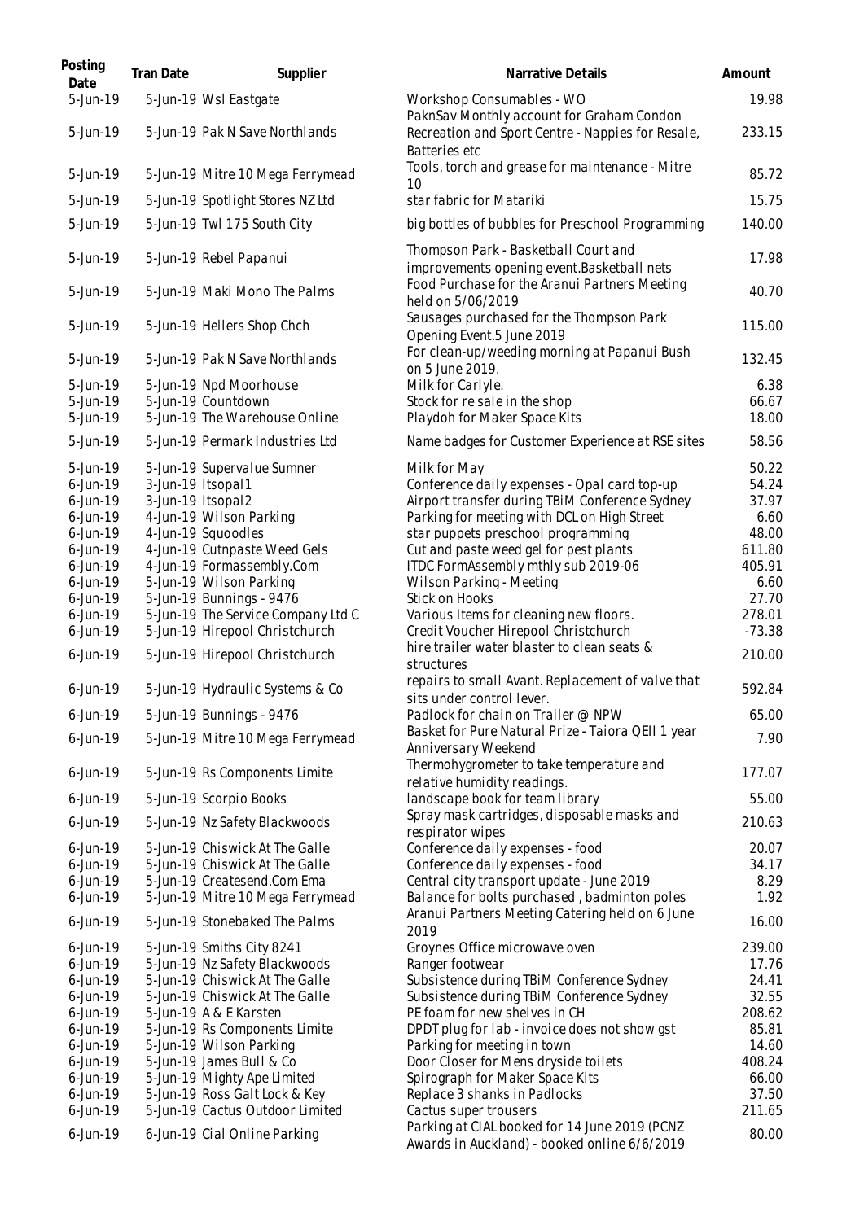| Posting Date | Tran Date | Supplier | Narrative Details | Amount |
|---|---|---|---|---|
| 5-Jun-19 | 5-Jun-19 | Wsl Eastgate | Workshop Consumables - WO | 19.98 |
| 5-Jun-19 | 5-Jun-19 | Pak N Save Northlands | PaknSav Monthly account for Graham Condon Recreation and Sport Centre - Nappies for Resale, Batteries etc | 233.15 |
| 5-Jun-19 | 5-Jun-19 | Mitre 10 Mega Ferrymead | Tools, torch and grease for maintenance - Mitre 10 | 85.72 |
| 5-Jun-19 | 5-Jun-19 | Spotlight Stores NZ Ltd | star fabric for Matariki | 15.75 |
| 5-Jun-19 | 5-Jun-19 | Twl 175 South City | big bottles of bubbles for Preschool Programming | 140.00 |
| 5-Jun-19 | 5-Jun-19 | Rebel Papanui | Thompson Park - Basketball Court and improvements opening event.Basketball nets | 17.98 |
| 5-Jun-19 | 5-Jun-19 | Maki Mono The Palms | Food Purchase for the Aranui Partners Meeting held on 5/06/2019 | 40.70 |
| 5-Jun-19 | 5-Jun-19 | Hellers Shop Chch | Sausages purchased for the Thompson Park Opening Event.5 June 2019 | 115.00 |
| 5-Jun-19 | 5-Jun-19 | Pak N Save Northlands | For clean-up/weeding morning at Papanui Bush on 5 June 2019. | 132.45 |
| 5-Jun-19 | 5-Jun-19 | Npd Moorhouse | Milk for Carlyle. | 6.38 |
| 5-Jun-19 | 5-Jun-19 | Countdown | Stock for re sale in the shop | 66.67 |
| 5-Jun-19 | 5-Jun-19 | The Warehouse Online | Playdoh for Maker Space Kits | 18.00 |
| 5-Jun-19 | 5-Jun-19 | Permark Industries Ltd | Name badges for Customer Experience at RSE sites | 58.56 |
| 5-Jun-19 | 5-Jun-19 | Supervalue Sumner | Milk for May | 50.22 |
| 6-Jun-19 | 3-Jun-19 | Itsopal1 | Conference daily expenses - Opal card top-up | 54.24 |
| 6-Jun-19 | 3-Jun-19 | Itsopal2 | Airport transfer during TBiM Conference Sydney | 37.97 |
| 6-Jun-19 | 4-Jun-19 | Wilson Parking | Parking for meeting with DCL on High Street | 6.60 |
| 6-Jun-19 | 4-Jun-19 | Squoodles | star puppets preschool programming | 48.00 |
| 6-Jun-19 | 4-Jun-19 | Cutnpaste Weed Gels | Cut and paste weed gel for pest plants | 611.80 |
| 6-Jun-19 | 4-Jun-19 | Formassembly.Com | ITDC FormAssembly mthly sub 2019-06 | 405.91 |
| 6-Jun-19 | 5-Jun-19 | Wilson Parking | Wilson Parking - Meeting | 6.60 |
| 6-Jun-19 | 5-Jun-19 | Bunnings - 9476 | Stick on Hooks | 27.70 |
| 6-Jun-19 | 5-Jun-19 | The Service Company Ltd C | Various Items for cleaning new floors. | 278.01 |
| 6-Jun-19 | 5-Jun-19 | Hirepool Christchurch | Credit Voucher Hirepool Christchurch | -73.38 |
| 6-Jun-19 | 5-Jun-19 | Hirepool Christchurch | hire trailer water blaster to clean seats & structures | 210.00 |
| 6-Jun-19 | 5-Jun-19 | Hydraulic Systems & Co | repairs to small Avant. Replacement of valve that sits under control lever. | 592.84 |
| 6-Jun-19 | 5-Jun-19 | Bunnings - 9476 | Padlock for chain on Trailer @ NPW | 65.00 |
| 6-Jun-19 | 5-Jun-19 | Mitre 10 Mega Ferrymead | Basket for Pure Natural Prize - Taiora QEII 1 year Anniversary Weekend | 7.90 |
| 6-Jun-19 | 5-Jun-19 | Rs Components Limite | Thermohygrometer to take temperature and relative humidity readings. | 177.07 |
| 6-Jun-19 | 5-Jun-19 | Scorpio Books | landscape book for team library | 55.00 |
| 6-Jun-19 | 5-Jun-19 | Nz Safety Blackwoods | Spray mask cartridges, disposable masks and respirator wipes | 210.63 |
| 6-Jun-19 | 5-Jun-19 | Chiswick At The Galle | Conference daily expenses - food | 20.07 |
| 6-Jun-19 | 5-Jun-19 | Chiswick At The Galle | Conference daily expenses - food | 34.17 |
| 6-Jun-19 | 5-Jun-19 | Createsend.Com Ema | Central city transport update - June 2019 | 8.29 |
| 6-Jun-19 | 5-Jun-19 | Mitre 10 Mega Ferrymead | Balance for bolts purchased , badminton poles | 1.92 |
| 6-Jun-19 | 5-Jun-19 | Stonebaked The Palms | Aranui Partners Meeting Catering held on 6 June 2019 | 16.00 |
| 6-Jun-19 | 5-Jun-19 | Smiths City 8241 | Groynes Office microwave oven | 239.00 |
| 6-Jun-19 | 5-Jun-19 | Nz Safety Blackwoods | Ranger footwear | 17.76 |
| 6-Jun-19 | 5-Jun-19 | Chiswick At The Galle | Subsistence during TBiM Conference Sydney | 24.41 |
| 6-Jun-19 | 5-Jun-19 | Chiswick At The Galle | Subsistence during TBiM Conference Sydney | 32.55 |
| 6-Jun-19 | 5-Jun-19 | A & E Karsten | PE foam for new shelves in CH | 208.62 |
| 6-Jun-19 | 5-Jun-19 | Rs Components Limite | DPDT plug for lab - invoice does not show gst | 85.81 |
| 6-Jun-19 | 5-Jun-19 | Wilson Parking | Parking for meeting in town | 14.60 |
| 6-Jun-19 | 5-Jun-19 | James Bull & Co | Door Closer for Mens dryside toilets | 408.24 |
| 6-Jun-19 | 5-Jun-19 | Mighty Ape Limited | Spirograph for Maker Space Kits | 66.00 |
| 6-Jun-19 | 5-Jun-19 | Ross Galt Lock & Key | Replace 3 shanks in Padlocks | 37.50 |
| 6-Jun-19 | 5-Jun-19 | Cactus Outdoor Limited | Cactus super trousers | 211.65 |
| 6-Jun-19 | 6-Jun-19 | Cial Online Parking | Parking at CIAL booked for 14 June 2019 (PCNZ Awards in Auckland) - booked online 6/6/2019 | 80.00 |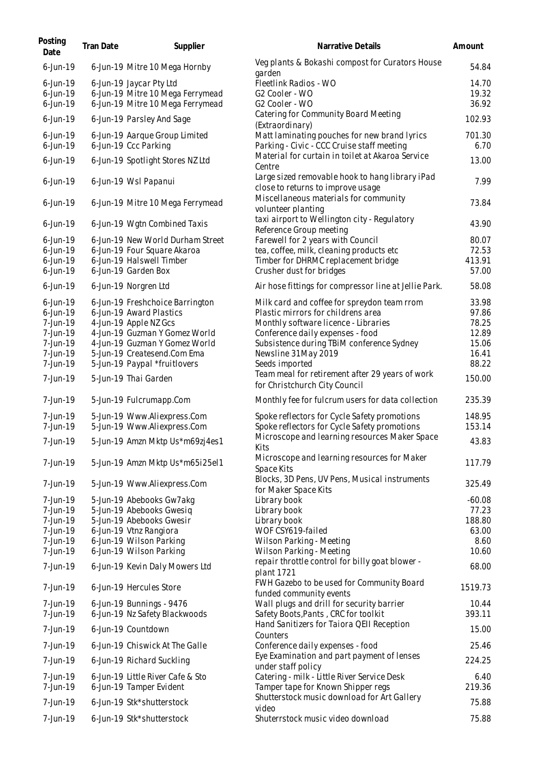| Posting Date | Tran Date | Supplier | Narrative Details | Amount |
|---|---|---|---|---|
| 6-Jun-19 | 6-Jun-19 | Mitre 10 Mega Hornby | Veg plants & Bokashi compost for Curators House garden | 54.84 |
| 6-Jun-19 | 6-Jun-19 | Jaycar Pty Ltd | Fleetlink Radios - WO | 14.70 |
| 6-Jun-19 | 6-Jun-19 | Mitre 10 Mega Ferrymead | G2 Cooler - WO | 19.32 |
| 6-Jun-19 | 6-Jun-19 | Mitre 10 Mega Ferrymead | G2 Cooler - WO | 36.92 |
| 6-Jun-19 | 6-Jun-19 | Parsley And Sage | Catering for Community Board Meeting (Extraordinary) | 102.93 |
| 6-Jun-19 | 6-Jun-19 | Aarque Group Limited | Matt laminating pouches for new brand lyrics | 701.30 |
| 6-Jun-19 | 6-Jun-19 | Ccc Parking | Parking - Civic - CCC Cruise staff meeting | 6.70 |
| 6-Jun-19 | 6-Jun-19 | Spotlight Stores NZ Ltd | Material for curtain in toilet at Akaroa Service Centre | 13.00 |
| 6-Jun-19 | 6-Jun-19 | Wsl Papanui | Large sized removable hook to hang library iPad close to returns to improve usage | 7.99 |
| 6-Jun-19 | 6-Jun-19 | Mitre 10 Mega Ferrymead | Miscellaneous materials for community volunteer planting | 73.84 |
| 6-Jun-19 | 6-Jun-19 | Wgtn Combined Taxis | taxi airport to Wellington city - Regulatory Reference Group meeting | 43.90 |
| 6-Jun-19 | 6-Jun-19 | New World Durham Street | Farewell for 2 years with Council | 80.07 |
| 6-Jun-19 | 6-Jun-19 | Four Square Akaroa | tea, coffee, milk, cleaning products etc | 72.53 |
| 6-Jun-19 | 6-Jun-19 | Halswell Timber | Timber for DHRMC replacement bridge | 413.91 |
| 6-Jun-19 | 6-Jun-19 | Garden Box | Crusher dust for bridges | 57.00 |
| 6-Jun-19 | 6-Jun-19 | Norgren Ltd | Air hose fittings for compressor line at Jellie Park. | 58.08 |
| 6-Jun-19 | 6-Jun-19 | Freshchoice Barrington | Milk card and coffee for spreydon team rrom | 33.98 |
| 6-Jun-19 | 6-Jun-19 | Award Plastics | Plastic mirrors for childrens area | 97.86 |
| 7-Jun-19 | 4-Jun-19 | Apple NZ Gcs | Monthly software licence - Libraries | 78.25 |
| 7-Jun-19 | 4-Jun-19 | Guzman Y Gomez World | Conference daily expenses - food | 12.89 |
| 7-Jun-19 | 4-Jun-19 | Guzman Y Gomez World | Subsistence during TBiM conference Sydney | 15.06 |
| 7-Jun-19 | 5-Jun-19 | Createsend.Com Ema | Newsline 31May 2019 | 16.41 |
| 7-Jun-19 | 5-Jun-19 | Paypal *fruitlovers | Seeds imported | 88.22 |
| 7-Jun-19 | 5-Jun-19 | Thai Garden | Team meal for retirement after 29 years of work for Christchurch City Council | 150.00 |
| 7-Jun-19 | 5-Jun-19 | Fulcrumapp.Com | Monthly fee for fulcrum users for data collection | 235.39 |
| 7-Jun-19 | 5-Jun-19 | Www.Aliexpress.Com | Spoke reflectors for Cycle Safety promotions | 148.95 |
| 7-Jun-19 | 5-Jun-19 | Www.Aliexpress.Com | Spoke reflectors for Cycle Safety promotions | 153.14 |
| 7-Jun-19 | 5-Jun-19 | Amzn Mktp Us*m69zj4es1 | Microscope and learning resources Maker Space Kits | 43.83 |
| 7-Jun-19 | 5-Jun-19 | Amzn Mktp Us*m65i25el1 | Microscope and learning resources for Maker Space Kits | 117.79 |
| 7-Jun-19 | 5-Jun-19 | Www.Aliexpress.Com | Blocks, 3D Pens, UV Pens, Musical instruments for Maker Space Kits | 325.49 |
| 7-Jun-19 | 5-Jun-19 | Abebooks Gw7akg | Library book | -60.08 |
| 7-Jun-19 | 5-Jun-19 | Abebooks Gwesiq | Library book | 77.23 |
| 7-Jun-19 | 5-Jun-19 | Abebooks Gwesir | Library book | 188.80 |
| 7-Jun-19 | 6-Jun-19 | Vtnz Rangiora | WOF CSY619-failed | 63.00 |
| 7-Jun-19 | 6-Jun-19 | Wilson Parking | Wilson Parking - Meeting | 8.60 |
| 7-Jun-19 | 6-Jun-19 | Wilson Parking | Wilson Parking - Meeting | 10.60 |
| 7-Jun-19 | 6-Jun-19 | Kevin Daly Mowers Ltd | repair throttle control for billy goat blower - plant 1721 | 68.00 |
| 7-Jun-19 | 6-Jun-19 | Hercules Store | FWH Gazebo to be used for Community Board funded community events | 1519.73 |
| 7-Jun-19 | 6-Jun-19 | Bunnings - 9476 | Wall plugs and drill for security barrier | 10.44 |
| 7-Jun-19 | 6-Jun-19 | Nz Safety Blackwoods | Safety Boots,Pants , CRC for toolkit | 393.11 |
| 7-Jun-19 | 6-Jun-19 | Countdown | Hand Sanitizers for Taiora QEII Reception Counters | 15.00 |
| 7-Jun-19 | 6-Jun-19 | Chiswick At The Galle | Conference daily expenses - food | 25.46 |
| 7-Jun-19 | 6-Jun-19 | Richard Suckling | Eye Examination and part payment of lenses under staff policy | 224.25 |
| 7-Jun-19 | 6-Jun-19 | Little River Cafe & Sto | Catering - milk - Little River Service Desk | 6.40 |
| 7-Jun-19 | 6-Jun-19 | Tamper Evident | Tamper tape for Known Shipper regs | 219.36 |
| 7-Jun-19 | 6-Jun-19 | Stk*shutterstock | Shutterstock music download for Art Gallery video | 75.88 |
| 7-Jun-19 | 6-Jun-19 | Stk*shutterstock | Shuterrstock music video download | 75.88 |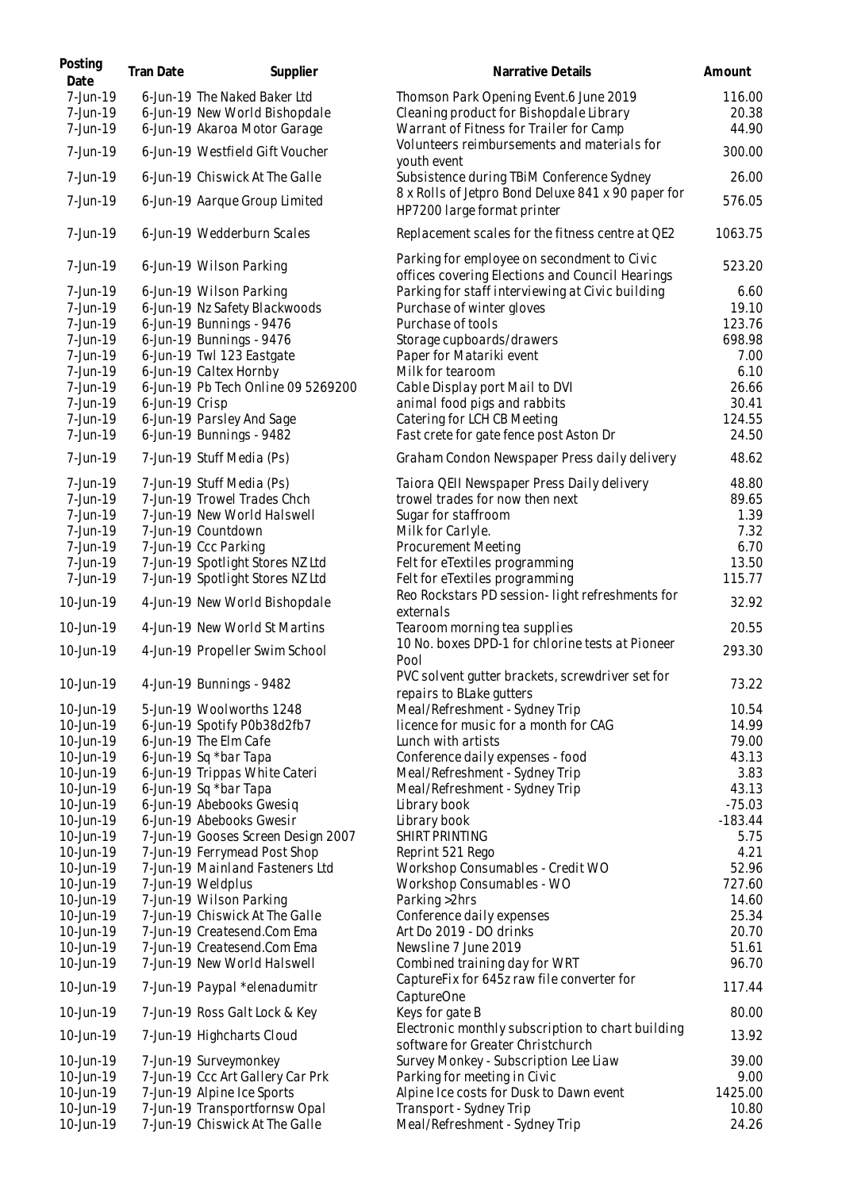| Posting Date | Tran Date | Supplier | Narrative Details | Amount |
|---|---|---|---|---|
| 7-Jun-19 | 6-Jun-19 | The Naked Baker Ltd | Thomson Park Opening Event.6 June 2019 | 116.00 |
| 7-Jun-19 | 6-Jun-19 | New World Bishopdale | Cleaning product for Bishopdale Library | 20.38 |
| 7-Jun-19 | 6-Jun-19 | Akaroa Motor Garage | Warrant of Fitness for Trailer for Camp | 44.90 |
| 7-Jun-19 | 6-Jun-19 | Westfield Gift Voucher | Volunteers reimbursements and materials for youth event | 300.00 |
| 7-Jun-19 | 6-Jun-19 | Chiswick At The Galle | Subsistence during TBiM Conference Sydney | 26.00 |
| 7-Jun-19 | 6-Jun-19 | Aarque Group Limited | 8 x Rolls of Jetpro Bond Deluxe 841 x 90 paper for HP7200 large format printer | 576.05 |
| 7-Jun-19 | 6-Jun-19 | Wedderburn Scales | Replacement scales for the fitness centre at QE2 | 1063.75 |
| 7-Jun-19 | 6-Jun-19 | Wilson Parking | Parking for employee on secondment to Civic offices covering Elections and Council Hearings | 523.20 |
| 7-Jun-19 | 6-Jun-19 | Wilson Parking | Parking for staff interviewing at Civic building | 6.60 |
| 7-Jun-19 | 6-Jun-19 | Nz Safety Blackwoods | Purchase of winter gloves | 19.10 |
| 7-Jun-19 | 6-Jun-19 | Bunnings - 9476 | Purchase of tools | 123.76 |
| 7-Jun-19 | 6-Jun-19 | Bunnings - 9476 | Storage cupboards/drawers | 698.98 |
| 7-Jun-19 | 6-Jun-19 | Twl 123 Eastgate | Paper for Matariki event | 7.00 |
| 7-Jun-19 | 6-Jun-19 | Caltex Hornby | Milk for tearoom | 6.10 |
| 7-Jun-19 | 6-Jun-19 | Pb Tech Online 09 5269200 | Cable Display port Mail to DVI | 26.66 |
| 7-Jun-19 | 6-Jun-19 | Crisp | animal food pigs and rabbits | 30.41 |
| 7-Jun-19 | 6-Jun-19 | Parsley And Sage | Catering for LCH CB Meeting | 124.55 |
| 7-Jun-19 | 6-Jun-19 | Bunnings - 9482 | Fast crete for gate fence post Aston Dr | 24.50 |
| 7-Jun-19 | 7-Jun-19 | Stuff Media (Ps) | Graham Condon Newspaper Press daily delivery | 48.62 |
| 7-Jun-19 | 7-Jun-19 | Stuff Media (Ps) | Taiora QEII Newspaper Press Daily delivery | 48.80 |
| 7-Jun-19 | 7-Jun-19 | Trowel Trades Chch | trowel trades for now then next | 89.65 |
| 7-Jun-19 | 7-Jun-19 | New World Halswell | Sugar for staffroom | 1.39 |
| 7-Jun-19 | 7-Jun-19 | Countdown | Milk for Carlyle. | 7.32 |
| 7-Jun-19 | 7-Jun-19 | Ccc Parking | Procurement Meeting | 6.70 |
| 7-Jun-19 | 7-Jun-19 | Spotlight Stores NZ Ltd | Felt for eTextiles programming | 13.50 |
| 7-Jun-19 | 7-Jun-19 | Spotlight Stores NZ Ltd | Felt for eTextiles programming | 115.77 |
| 10-Jun-19 | 4-Jun-19 | New World Bishopdale | Reo Rockstars PD session- light refreshments for externals | 32.92 |
| 10-Jun-19 | 4-Jun-19 | New World St Martins | Tearoom morning tea supplies | 20.55 |
| 10-Jun-19 | 4-Jun-19 | Propeller Swim School | 10 No. boxes DPD-1 for chlorine tests at Pioneer Pool | 293.30 |
| 10-Jun-19 | 4-Jun-19 | Bunnings - 9482 | PVC solvent gutter brackets, screwdriver set for repairs to BLake gutters | 73.22 |
| 10-Jun-19 | 5-Jun-19 | Woolworths 1248 | Meal/Refreshment - Sydney Trip | 10.54 |
| 10-Jun-19 | 6-Jun-19 | Spotify P0b38d2fb7 | licence for music for a month for CAG | 14.99 |
| 10-Jun-19 | 6-Jun-19 | The Elm Cafe | Lunch with artists | 79.00 |
| 10-Jun-19 | 6-Jun-19 | Sq *bar Tapa | Conference daily expenses - food | 43.13 |
| 10-Jun-19 | 6-Jun-19 | Trippas White Cateri | Meal/Refreshment - Sydney Trip | 3.83 |
| 10-Jun-19 | 6-Jun-19 | Sq *bar Tapa | Meal/Refreshment - Sydney Trip | 43.13 |
| 10-Jun-19 | 6-Jun-19 | Abebooks Gwesiq | Library book | -75.03 |
| 10-Jun-19 | 6-Jun-19 | Abebooks Gwesir | Library book | -183.44 |
| 10-Jun-19 | 7-Jun-19 | Gooses Screen Design 2007 | SHIRT PRINTING | 5.75 |
| 10-Jun-19 | 7-Jun-19 | Ferrymead Post Shop | Reprint 521 Rego | 4.21 |
| 10-Jun-19 | 7-Jun-19 | Mainland Fasteners Ltd | Workshop Consumables - Credit WO | 52.96 |
| 10-Jun-19 | 7-Jun-19 | Weldplus | Workshop Consumables - WO | 727.60 |
| 10-Jun-19 | 7-Jun-19 | Wilson Parking | Parking >2hrs | 14.60 |
| 10-Jun-19 | 7-Jun-19 | Chiswick At The Galle | Conference daily expenses | 25.34 |
| 10-Jun-19 | 7-Jun-19 | Createsend.Com Ema | Art Do 2019 - DO drinks | 20.70 |
| 10-Jun-19 | 7-Jun-19 | Createsend.Com Ema | Newsline 7 June 2019 | 51.61 |
| 10-Jun-19 | 7-Jun-19 | New World Halswell | Combined training day for WRT | 96.70 |
| 10-Jun-19 | 7-Jun-19 | Paypal *elenadumitr | CaptureFix for 645z raw file converter for CaptureOne | 117.44 |
| 10-Jun-19 | 7-Jun-19 | Ross Galt Lock & Key | Keys for gate B | 80.00 |
| 10-Jun-19 | 7-Jun-19 | Highcharts Cloud | Electronic monthly subscription to chart building software for Greater Christchurch | 13.92 |
| 10-Jun-19 | 7-Jun-19 | Surveymonkey | Survey Monkey - Subscription Lee Liaw | 39.00 |
| 10-Jun-19 | 7-Jun-19 | Ccc Art Gallery Car Prk | Parking for meeting in Civic | 9.00 |
| 10-Jun-19 | 7-Jun-19 | Alpine Ice Sports | Alpine Ice costs for Dusk to Dawn event | 1425.00 |
| 10-Jun-19 | 7-Jun-19 | Transportfornsw Opal | Transport - Sydney Trip | 10.80 |
| 10-Jun-19 | 7-Jun-19 | Chiswick At The Galle | Meal/Refreshment - Sydney Trip | 24.26 |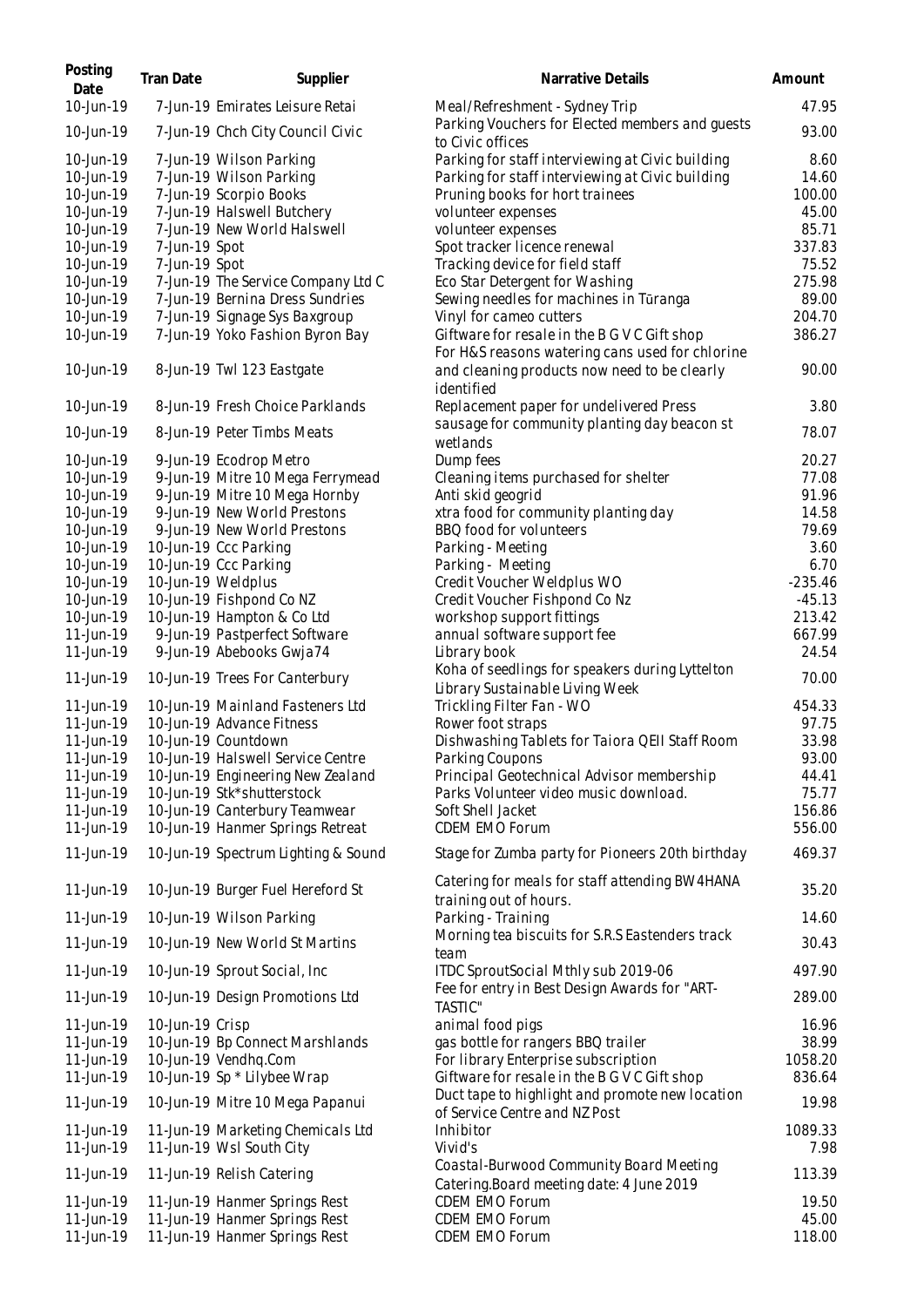| Posting Date | Tran Date | Supplier | Narrative Details | Amount |
|---|---|---|---|---|
| 10-Jun-19 | 7-Jun-19 | Emirates Leisure Retai | Meal/Refreshment - Sydney Trip | 47.95 |
| 10-Jun-19 | 7-Jun-19 | Chch City Council Civic | Parking Vouchers for Elected members and guests to Civic offices | 93.00 |
| 10-Jun-19 | 7-Jun-19 | Wilson Parking | Parking for staff interviewing at Civic building | 8.60 |
| 10-Jun-19 | 7-Jun-19 | Wilson Parking | Parking for staff interviewing at Civic building | 14.60 |
| 10-Jun-19 | 7-Jun-19 | Scorpio Books | Pruning books for hort trainees | 100.00 |
| 10-Jun-19 | 7-Jun-19 | Halswell Butchery | volunteer expenses | 45.00 |
| 10-Jun-19 | 7-Jun-19 | New World Halswell | volunteer expenses | 85.71 |
| 10-Jun-19 | 7-Jun-19 | Spot | Spot tracker licence renewal | 337.83 |
| 10-Jun-19 | 7-Jun-19 | Spot | Tracking device for field staff | 75.52 |
| 10-Jun-19 | 7-Jun-19 | The Service Company Ltd C | Eco Star Detergent for Washing | 275.98 |
| 10-Jun-19 | 7-Jun-19 | Bernina Dress Sundries | Sewing needles for machines in Tūranga | 89.00 |
| 10-Jun-19 | 7-Jun-19 | Signage Sys Baxgroup | Vinyl for cameo cutters | 204.70 |
| 10-Jun-19 | 7-Jun-19 | Yoko Fashion Byron Bay | Giftware for resale in the B G V C Gift shop | 386.27 |
| 10-Jun-19 | 8-Jun-19 | Twl 123 Eastgate | For H&S reasons watering cans used for chlorine and cleaning products now need to be clearly identified | 90.00 |
| 10-Jun-19 | 8-Jun-19 | Fresh Choice Parklands | Replacement paper for undelivered Press | 3.80 |
| 10-Jun-19 | 8-Jun-19 | Peter Timbs Meats | sausage for community planting day beacon st wetlands | 78.07 |
| 10-Jun-19 | 9-Jun-19 | Ecodrop Metro | Dump fees | 20.27 |
| 10-Jun-19 | 9-Jun-19 | Mitre 10 Mega Ferrymead | Cleaning items purchased for shelter | 77.08 |
| 10-Jun-19 | 9-Jun-19 | Mitre 10 Mega Hornby | Anti skid geogrid | 91.96 |
| 10-Jun-19 | 9-Jun-19 | New World Prestons | xtra food for community planting day | 14.58 |
| 10-Jun-19 | 9-Jun-19 | New World Prestons | BBQ food for volunteers | 79.69 |
| 10-Jun-19 | 10-Jun-19 | Ccc Parking | Parking - Meeting | 3.60 |
| 10-Jun-19 | 10-Jun-19 | Ccc Parking | Parking - Meeting | 6.70 |
| 10-Jun-19 | 10-Jun-19 | Weldplus | Credit Voucher Weldplus WO | -235.46 |
| 10-Jun-19 | 10-Jun-19 | Fishpond Co NZ | Credit Voucher Fishpond Co Nz | -45.13 |
| 10-Jun-19 | 10-Jun-19 | Hampton & Co Ltd | workshop support fittings | 213.42 |
| 11-Jun-19 | 9-Jun-19 | Pastperfect Software | annual software support fee | 667.99 |
| 11-Jun-19 | 9-Jun-19 | Abebooks Gwja74 | Library book | 24.54 |
| 11-Jun-19 | 10-Jun-19 | Trees For Canterbury | Koha of seedlings for speakers during Lyttelton Library Sustainable Living Week | 70.00 |
| 11-Jun-19 | 10-Jun-19 | Mainland Fasteners Ltd | Trickling Filter Fan - WO | 454.33 |
| 11-Jun-19 | 10-Jun-19 | Advance Fitness | Rower foot straps | 97.75 |
| 11-Jun-19 | 10-Jun-19 | Countdown | Dishwashing Tablets for Taiora QEII Staff Room | 33.98 |
| 11-Jun-19 | 10-Jun-19 | Halswell Service Centre | Parking Coupons | 93.00 |
| 11-Jun-19 | 10-Jun-19 | Engineering New Zealand | Principal Geotechnical Advisor membership | 44.41 |
| 11-Jun-19 | 10-Jun-19 | Stk*shutterstock | Parks Volunteer video music download. | 75.77 |
| 11-Jun-19 | 10-Jun-19 | Canterbury Teamwear | Soft Shell Jacket | 156.86 |
| 11-Jun-19 | 10-Jun-19 | Hanmer Springs Retreat | CDEM EMO Forum | 556.00 |
| 11-Jun-19 | 10-Jun-19 | Spectrum Lighting & Sound | Stage for Zumba party for Pioneers 20th birthday | 469.37 |
| 11-Jun-19 | 10-Jun-19 | Burger Fuel Hereford St | Catering for meals for staff attending BW4HANA training out of hours. | 35.20 |
| 11-Jun-19 | 10-Jun-19 | Wilson Parking | Parking - Training | 14.60 |
| 11-Jun-19 | 10-Jun-19 | New World St Martins | Morning tea biscuits for S.R.S Eastenders track team | 30.43 |
| 11-Jun-19 | 10-Jun-19 | Sprout Social, Inc | ITDC SproutSocial Mthly sub 2019-06 | 497.90 |
| 11-Jun-19 | 10-Jun-19 | Design Promotions Ltd | Fee for entry in Best Design Awards for "ART-TASTIC" | 289.00 |
| 11-Jun-19 | 10-Jun-19 | Crisp | animal food pigs | 16.96 |
| 11-Jun-19 | 10-Jun-19 | Bp Connect Marshlands | gas bottle for rangers BBQ trailer | 38.99 |
| 11-Jun-19 | 10-Jun-19 | Vendhq.Com | For library Enterprise subscription | 1058.20 |
| 11-Jun-19 | 10-Jun-19 | Sp * Lilybee Wrap | Giftware for resale in the B G V C Gift shop | 836.64 |
| 11-Jun-19 | 10-Jun-19 | Mitre 10 Mega Papanui | Duct tape to highlight and promote new location of Service Centre and NZ Post | 19.98 |
| 11-Jun-19 | 11-Jun-19 | Marketing Chemicals Ltd | Inhibitor | 1089.33 |
| 11-Jun-19 | 11-Jun-19 | Wsl South City | Vivid's | 7.98 |
| 11-Jun-19 | 11-Jun-19 | Relish Catering | Coastal-Burwood Community Board Meeting Catering.Board meeting date: 4 June 2019 | 113.39 |
| 11-Jun-19 | 11-Jun-19 | Hanmer Springs Rest | CDEM EMO Forum | 19.50 |
| 11-Jun-19 | 11-Jun-19 | Hanmer Springs Rest | CDEM EMO Forum | 45.00 |
| 11-Jun-19 | 11-Jun-19 | Hanmer Springs Rest | CDEM EMO Forum | 118.00 |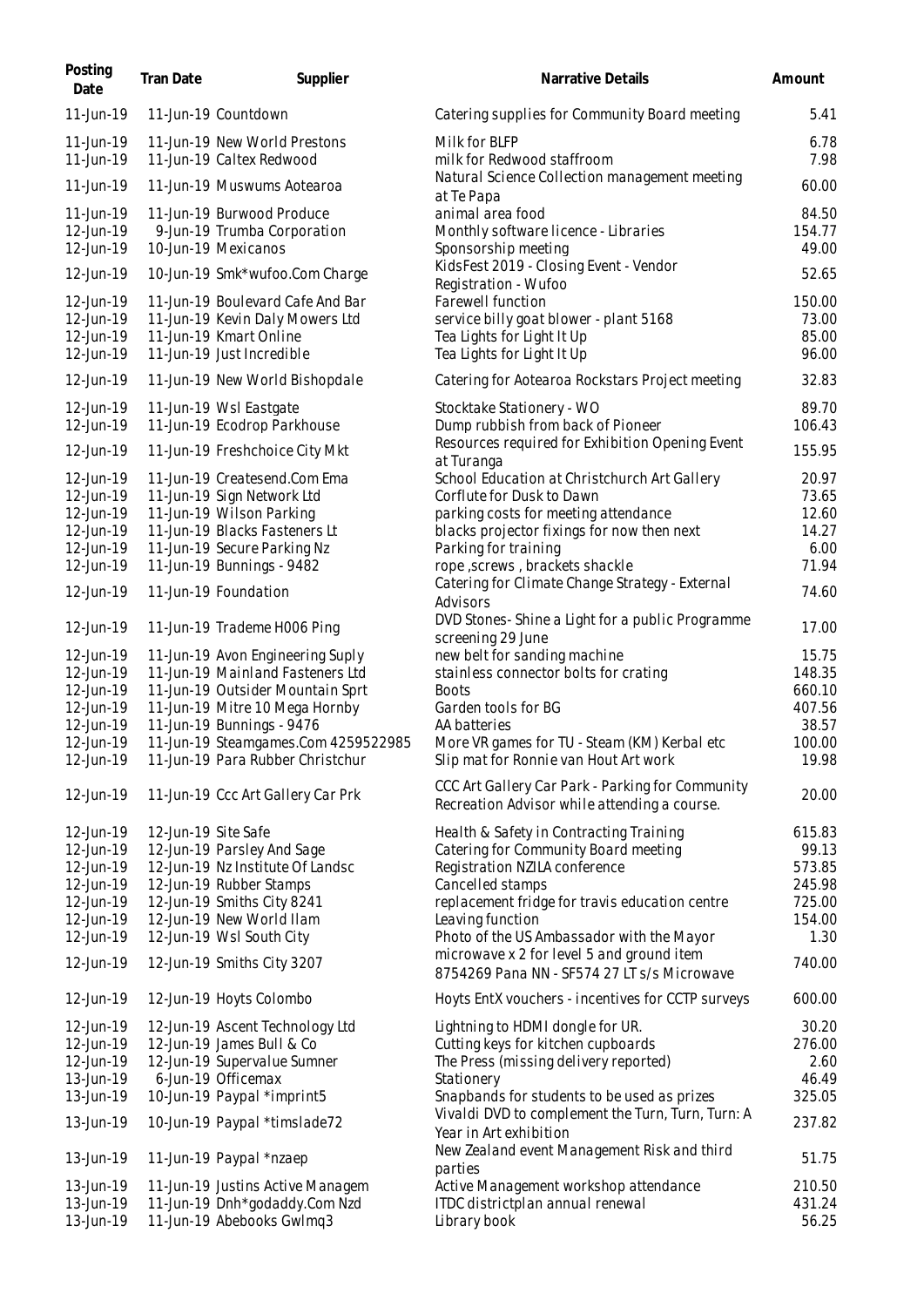| Posting Date | Tran Date | Supplier | Narrative Details | Amount |
| --- | --- | --- | --- | --- |
| 11-Jun-19 | 11-Jun-19 | Countdown | Catering supplies for Community Board meeting | 5.41 |
| 11-Jun-19 | 11-Jun-19 | New World Prestons | Milk for BLFP | 6.78 |
| 11-Jun-19 | 11-Jun-19 | Caltex Redwood | milk for Redwood staffroom | 7.98 |
| 11-Jun-19 | 11-Jun-19 | Muswums Aotearoa | Natural Science Collection management meeting at Te Papa | 60.00 |
| 11-Jun-19 | 11-Jun-19 | Burwood Produce | animal area food | 84.50 |
| 12-Jun-19 | 9-Jun-19 | Trumba Corporation | Monthly software licence - Libraries | 154.77 |
| 12-Jun-19 | 10-Jun-19 | Mexicanos | Sponsorship meeting | 49.00 |
| 12-Jun-19 | 10-Jun-19 | Smk*wufoo.Com Charge | KidsFest 2019 - Closing Event - Vendor Registration - Wufoo | 52.65 |
| 12-Jun-19 | 11-Jun-19 | Boulevard Cafe And Bar | Farewell function | 150.00 |
| 12-Jun-19 | 11-Jun-19 | Kevin Daly Mowers Ltd | service billy goat blower - plant 5168 | 73.00 |
| 12-Jun-19 | 11-Jun-19 | Kmart Online | Tea Lights for Light It Up | 85.00 |
| 12-Jun-19 | 11-Jun-19 | Just Incredible | Tea Lights for Light It Up | 96.00 |
| 12-Jun-19 | 11-Jun-19 | New World Bishopdale | Catering for Aotearoa Rockstars Project meeting | 32.83 |
| 12-Jun-19 | 11-Jun-19 | Wsl Eastgate | Stocktake Stationery - WO | 89.70 |
| 12-Jun-19 | 11-Jun-19 | Ecodrop Parkhouse | Dump rubbish from back of Pioneer | 106.43 |
| 12-Jun-19 | 11-Jun-19 | Freshchoice City Mkt | Resources required for Exhibition Opening Event at Turanga | 155.95 |
| 12-Jun-19 | 11-Jun-19 | Createsend.Com Ema | School Education at Christchurch Art Gallery | 20.97 |
| 12-Jun-19 | 11-Jun-19 | Sign Network Ltd | Corflute for Dusk to Dawn | 73.65 |
| 12-Jun-19 | 11-Jun-19 | Wilson Parking | parking costs for meeting attendance | 12.60 |
| 12-Jun-19 | 11-Jun-19 | Blacks Fasteners Lt | blacks projector fixings for now then next | 14.27 |
| 12-Jun-19 | 11-Jun-19 | Secure Parking Nz | Parking for training | 6.00 |
| 12-Jun-19 | 11-Jun-19 | Bunnings - 9482 | rope ,screws , brackets shackle | 71.94 |
| 12-Jun-19 | 11-Jun-19 | Foundation | Catering for Climate Change Strategy - External Advisors | 74.60 |
| 12-Jun-19 | 11-Jun-19 | Trademe H006 Ping | DVD Stones- Shine a Light for a public Programme screening 29 June | 17.00 |
| 12-Jun-19 | 11-Jun-19 | Avon Engineering Suply | new belt for sanding machine | 15.75 |
| 12-Jun-19 | 11-Jun-19 | Mainland Fasteners Ltd | stainless connector bolts for crating | 148.35 |
| 12-Jun-19 | 11-Jun-19 | Outsider Mountain Sprt | Boots | 660.10 |
| 12-Jun-19 | 11-Jun-19 | Mitre 10 Mega Hornby | Garden tools for BG | 407.56 |
| 12-Jun-19 | 11-Jun-19 | Bunnings - 9476 | AA batteries | 38.57 |
| 12-Jun-19 | 11-Jun-19 | Steamgames.Com 4259522985 | More VR games for TU - Steam (KM) Kerbal etc | 100.00 |
| 12-Jun-19 | 11-Jun-19 | Para Rubber Christchur | Slip mat for Ronnie van Hout Art work | 19.98 |
| 12-Jun-19 | 11-Jun-19 | Ccc Art Gallery Car Prk | CCC Art Gallery Car Park - Parking for Community Recreation Advisor while attending a course. | 20.00 |
| 12-Jun-19 | 12-Jun-19 | Site Safe | Health & Safety in Contracting Training | 615.83 |
| 12-Jun-19 | 12-Jun-19 | Parsley And Sage | Catering for Community Board meeting | 99.13 |
| 12-Jun-19 | 12-Jun-19 | Nz Institute Of Landsc | Registration NZILA conference | 573.85 |
| 12-Jun-19 | 12-Jun-19 | Rubber Stamps | Cancelled stamps | 245.98 |
| 12-Jun-19 | 12-Jun-19 | Smiths City 8241 | replacement fridge for travis education centre | 725.00 |
| 12-Jun-19 | 12-Jun-19 | New World Ilam | Leaving function | 154.00 |
| 12-Jun-19 | 12-Jun-19 | Wsl South City | Photo of the US Ambassador with the Mayor | 1.30 |
| 12-Jun-19 | 12-Jun-19 | Smiths City 3207 | microwave x 2 for level 5 and ground item 8754269 Pana NN - SF574 27 LT s/s Microwave | 740.00 |
| 12-Jun-19 | 12-Jun-19 | Hoyts Colombo | Hoyts EntX vouchers - incentives for CCTP surveys | 600.00 |
| 12-Jun-19 | 12-Jun-19 | Ascent Technology Ltd | Lightning to HDMI dongle for UR. | 30.20 |
| 12-Jun-19 | 12-Jun-19 | James Bull & Co | Cutting keys for kitchen cupboards | 276.00 |
| 12-Jun-19 | 12-Jun-19 | Supervalue Sumner | The Press (missing delivery reported) | 2.60 |
| 13-Jun-19 | 6-Jun-19 | Officemax | Stationery | 46.49 |
| 13-Jun-19 | 10-Jun-19 | Paypal *imprint5 | Snapbands for students to be used as prizes | 325.05 |
| 13-Jun-19 | 10-Jun-19 | Paypal *timslade72 | Vivaldi DVD to complement the Turn, Turn, Turn: A Year in Art exhibition | 237.82 |
| 13-Jun-19 | 11-Jun-19 | Paypal *nzaep | New Zealand event Management Risk and third parties | 51.75 |
| 13-Jun-19 | 11-Jun-19 | Justins Active Managem | Active Management workshop attendance | 210.50 |
| 13-Jun-19 | 11-Jun-19 | Dnh*godaddy.Com Nzd | ITDC districtplan annual renewal | 431.24 |
| 13-Jun-19 | 11-Jun-19 | Abebooks Gwlmq3 | Library book | 56.25 |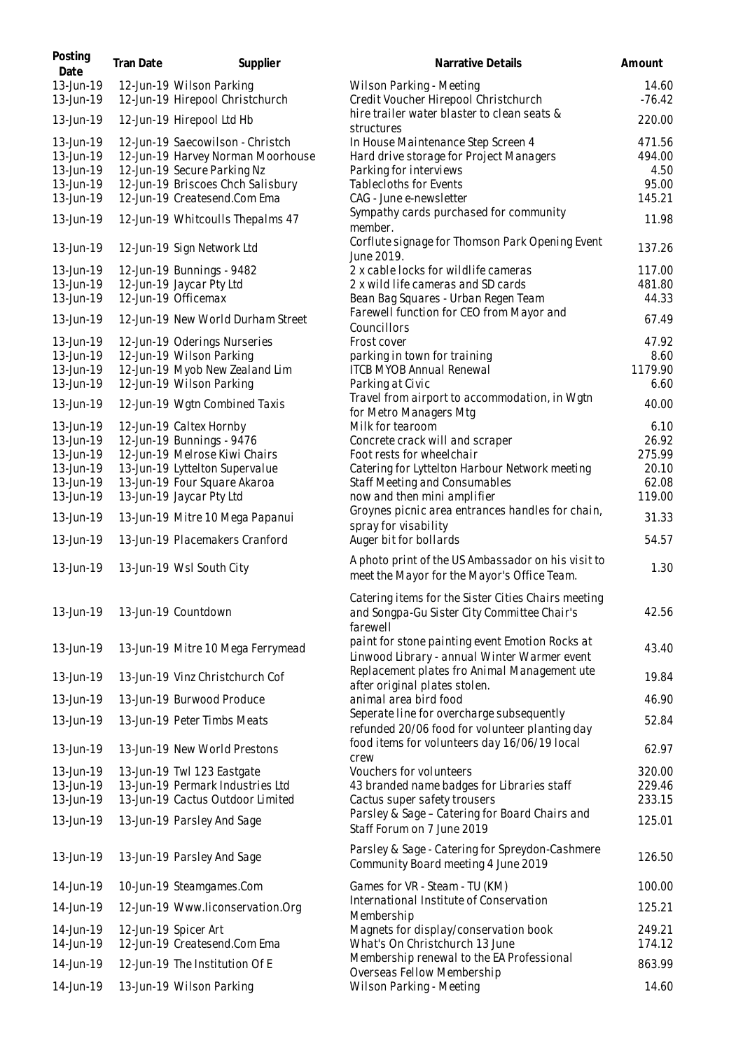| Posting Date | Tran Date | Supplier | Narrative Details | Amount |
|---|---|---|---|---|
| 13-Jun-19 | 12-Jun-19 | Wilson Parking | Wilson Parking - Meeting | 14.60 |
| 13-Jun-19 | 12-Jun-19 | Hirepool Christchurch | Credit Voucher Hirepool Christchurch | -76.42 |
| 13-Jun-19 | 12-Jun-19 | Hirepool Ltd Hb | hire trailer water blaster to clean seats & structures | 220.00 |
| 13-Jun-19 | 12-Jun-19 | Saecowilson - Christch | In House Maintenance Step Screen 4 | 471.56 |
| 13-Jun-19 | 12-Jun-19 | Harvey Norman Moorhouse | Hard drive storage for Project Managers | 494.00 |
| 13-Jun-19 | 12-Jun-19 | Secure Parking Nz | Parking for interviews | 4.50 |
| 13-Jun-19 | 12-Jun-19 | Briscoes Chch Salisbury | Tablecloths for Events | 95.00 |
| 13-Jun-19 | 12-Jun-19 | Createsend.Com Ema | CAG - June e-newsletter | 145.21 |
| 13-Jun-19 | 12-Jun-19 | Whitcoulls Thepalms 47 | Sympathy cards purchased for community member. | 11.98 |
| 13-Jun-19 | 12-Jun-19 | Sign Network Ltd | Corflute signage for Thomson Park Opening Event June 2019. | 137.26 |
| 13-Jun-19 | 12-Jun-19 | Bunnings - 9482 | 2 x cable locks for wildlife cameras | 117.00 |
| 13-Jun-19 | 12-Jun-19 | Jaycar Pty Ltd | 2 x wild life cameras and SD cards | 481.80 |
| 13-Jun-19 | 12-Jun-19 | Officemax | Bean Bag Squares - Urban Regen Team | 44.33 |
| 13-Jun-19 | 12-Jun-19 | New World Durham Street | Farewell function for CEO from Mayor and Councillors | 67.49 |
| 13-Jun-19 | 12-Jun-19 | Oderings Nurseries | Frost cover | 47.92 |
| 13-Jun-19 | 12-Jun-19 | Wilson Parking | parking in town for training | 8.60 |
| 13-Jun-19 | 12-Jun-19 | Myob New Zealand Lim | ITCB MYOB Annual Renewal | 1179.90 |
| 13-Jun-19 | 12-Jun-19 | Wilson Parking | Parking at Civic | 6.60 |
| 13-Jun-19 | 12-Jun-19 | Wgtn Combined Taxis | Travel from airport to accommodation, in Wgtn for Metro Managers Mtg | 40.00 |
| 13-Jun-19 | 12-Jun-19 | Caltex Hornby | Milk for tearoom | 6.10 |
| 13-Jun-19 | 12-Jun-19 | Bunnings - 9476 | Concrete crack will and scraper | 26.92 |
| 13-Jun-19 | 12-Jun-19 | Melrose Kiwi Chairs | Foot rests for wheelchair | 275.99 |
| 13-Jun-19 | 13-Jun-19 | Lyttelton Supervalue | Catering for Lyttelton Harbour Network meeting | 20.10 |
| 13-Jun-19 | 13-Jun-19 | Four Square Akaroa | Staff Meeting and Consumables | 62.08 |
| 13-Jun-19 | 13-Jun-19 | Jaycar Pty Ltd | now and then mini amplifier | 119.00 |
| 13-Jun-19 | 13-Jun-19 | Mitre 10 Mega Papanui | Groynes picnic area entrances handles for chain, spray for visability | 31.33 |
| 13-Jun-19 | 13-Jun-19 | Placemakers Cranford | Auger bit for bollards | 54.57 |
| 13-Jun-19 | 13-Jun-19 | Wsl South City | A photo print of the US Ambassador on his visit to meet the Mayor for the Mayor's Office Team. | 1.30 |
| 13-Jun-19 | 13-Jun-19 | Countdown | Catering items for the Sister Cities Chairs meeting and Songpa-Gu Sister City Committee Chair's farewell | 42.56 |
| 13-Jun-19 | 13-Jun-19 | Mitre 10 Mega Ferrymead | paint for stone painting event Emotion Rocks at Linwood Library - annual Winter Warmer event | 43.40 |
| 13-Jun-19 | 13-Jun-19 | Vinz Christchurch Cof | Replacement plates fro Animal Management ute after original plates stolen. | 19.84 |
| 13-Jun-19 | 13-Jun-19 | Burwood Produce | animal area bird food | 46.90 |
| 13-Jun-19 | 13-Jun-19 | Peter Timbs Meats | Seperate line for overcharge subsequently refunded 20/06 food for volunteer planting day | 52.84 |
| 13-Jun-19 | 13-Jun-19 | New World Prestons | food items for volunteers day 16/06/19 local crew | 62.97 |
| 13-Jun-19 | 13-Jun-19 | Twl 123 Eastgate | Vouchers for volunteers | 320.00 |
| 13-Jun-19 | 13-Jun-19 | Permark Industries Ltd | 43 branded name badges for Libraries staff | 229.46 |
| 13-Jun-19 | 13-Jun-19 | Cactus Outdoor Limited | Cactus super safety trousers | 233.15 |
| 13-Jun-19 | 13-Jun-19 | Parsley And Sage | Parsley & Sage – Catering for Board Chairs and Staff Forum on 7 June 2019 | 125.01 |
| 13-Jun-19 | 13-Jun-19 | Parsley And Sage | Parsley & Sage - Catering for Spreydon-Cashmere Community Board meeting 4 June 2019 | 126.50 |
| 14-Jun-19 | 10-Jun-19 | Steamgames.Com | Games for VR - Steam - TU (KM) | 100.00 |
| 14-Jun-19 | 12-Jun-19 | Www.Iiconservation.Org | International Institute of Conservation Membership | 125.21 |
| 14-Jun-19 | 12-Jun-19 | Spicer Art | Magnets for display/conservation book | 249.21 |
| 14-Jun-19 | 12-Jun-19 | Createsend.Com Ema | What's On Christchurch 13 June | 174.12 |
| 14-Jun-19 | 12-Jun-19 | The Institution Of E | Membership renewal to the EA Professional Overseas Fellow Membership | 863.99 |
| 14-Jun-19 | 13-Jun-19 | Wilson Parking | Wilson Parking - Meeting | 14.60 |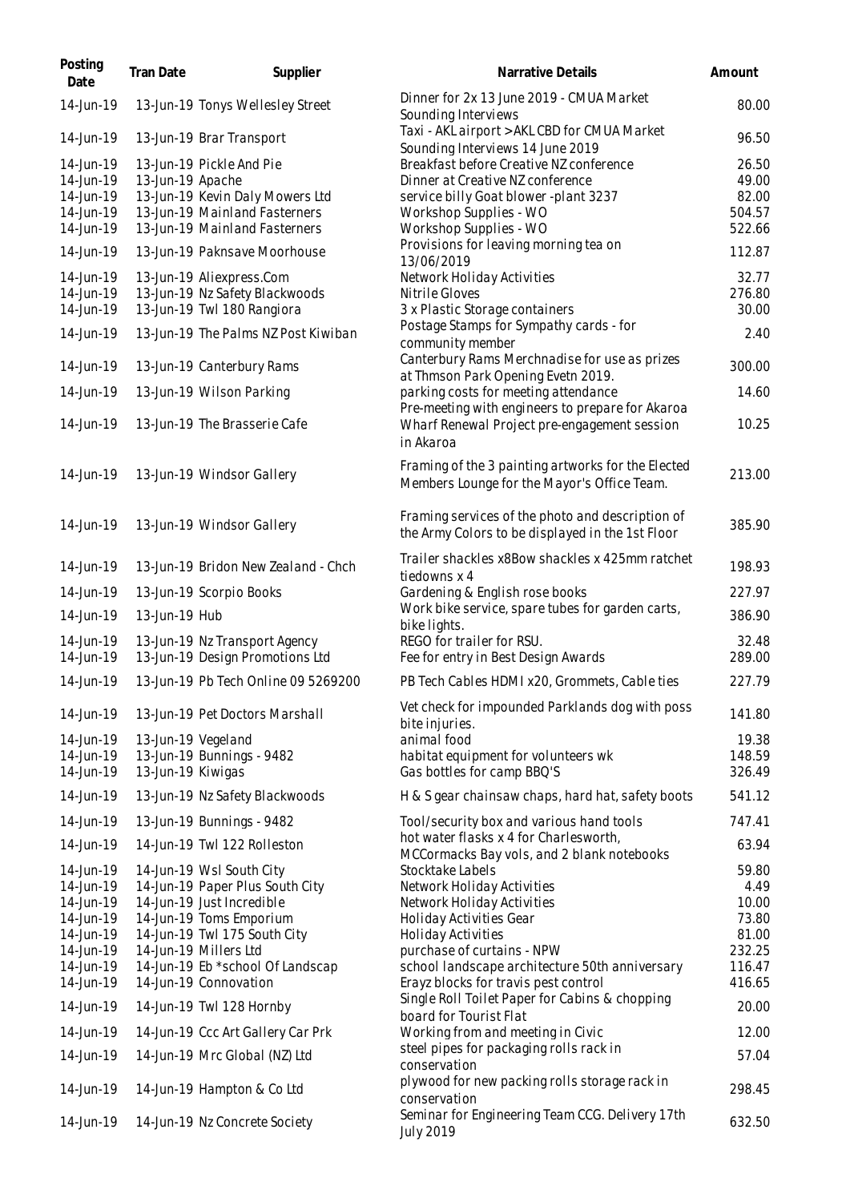| Posting Date | Tran Date | Supplier | Narrative Details | Amount |
|---|---|---|---|---|
| 14-Jun-19 | 13-Jun-19 | Tonys Wellesley Street | Dinner for 2x 13 June 2019 - CMUA Market Sounding Interviews | 80.00 |
| 14-Jun-19 | 13-Jun-19 | Brar Transport | Taxi - AKL airport > AKL CBD for CMUA Market Sounding Interviews 14 June 2019 | 96.50 |
| 14-Jun-19 | 13-Jun-19 | Pickle And Pie | Breakfast before Creative NZ conference | 26.50 |
| 14-Jun-19 | 13-Jun-19 | Apache | Dinner at Creative NZ conference | 49.00 |
| 14-Jun-19 | 13-Jun-19 | Kevin Daly Mowers Ltd | service billy Goat blower -plant 3237 | 82.00 |
| 14-Jun-19 | 13-Jun-19 | Mainland Fasterners | Workshop Supplies - WO | 504.57 |
| 14-Jun-19 | 13-Jun-19 | Mainland Fasterners | Workshop Supplies - WO | 522.66 |
| 14-Jun-19 | 13-Jun-19 | Paknsave Moorhouse | Provisions for leaving morning tea on 13/06/2019 | 112.87 |
| 14-Jun-19 | 13-Jun-19 | Aliexpress.Com | Network Holiday Activities | 32.77 |
| 14-Jun-19 | 13-Jun-19 | Nz Safety Blackwoods | Nitrile Gloves | 276.80 |
| 14-Jun-19 | 13-Jun-19 | Twl 180 Rangiora | 3 x Plastic Storage containers | 30.00 |
| 14-Jun-19 | 13-Jun-19 | The Palms NZ Post Kiwiban | Postage Stamps for Sympathy cards - for community member | 2.40 |
| 14-Jun-19 | 13-Jun-19 | Canterbury Rams | Canterbury Rams Merchnadise for use as prizes at Thmson Park Opening Evetn 2019. | 300.00 |
| 14-Jun-19 | 13-Jun-19 | Wilson Parking | parking costs for meeting attendance | 14.60 |
| 14-Jun-19 | 13-Jun-19 | The Brasserie Cafe | Pre-meeting with engineers to prepare for Akaroa Wharf Renewal Project pre-engagement session in Akaroa | 10.25 |
| 14-Jun-19 | 13-Jun-19 | Windsor Gallery | Framing of the 3 painting artworks for the Elected Members Lounge for the Mayor's Office Team. | 213.00 |
| 14-Jun-19 | 13-Jun-19 | Windsor Gallery | Framing services of the photo and description of the Army Colors to be displayed in the 1st Floor | 385.90 |
| 14-Jun-19 | 13-Jun-19 | Bridon New Zealand - Chch | Trailer shackles x8Bow shackles x 425mm ratchet tiedowns x 4 | 198.93 |
| 14-Jun-19 | 13-Jun-19 | Scorpio Books | Gardening & English rose books | 227.97 |
| 14-Jun-19 | 13-Jun-19 | Hub | Work bike service, spare tubes for garden carts, bike lights. | 386.90 |
| 14-Jun-19 | 13-Jun-19 | Nz Transport Agency | REGO for trailer for RSU. | 32.48 |
| 14-Jun-19 | 13-Jun-19 | Design Promotions Ltd | Fee for entry in Best Design Awards | 289.00 |
| 14-Jun-19 | 13-Jun-19 | Pb Tech Online 09 5269200 | PB Tech Cables HDMI x20, Grommets, Cable ties | 227.79 |
| 14-Jun-19 | 13-Jun-19 | Pet Doctors Marshall | Vet check for impounded Parklands dog with poss bite injuries. | 141.80 |
| 14-Jun-19 | 13-Jun-19 | Vegeland | animal food | 19.38 |
| 14-Jun-19 | 13-Jun-19 | Bunnings - 9482 | habitat equipment for volunteers wk | 148.59 |
| 14-Jun-19 | 13-Jun-19 | Kiwigas | Gas bottles for camp BBQ'S | 326.49 |
| 14-Jun-19 | 13-Jun-19 | Nz Safety Blackwoods | H & S gear chainsaw chaps, hard hat, safety boots | 541.12 |
| 14-Jun-19 | 13-Jun-19 | Bunnings - 9482 | Tool/security box and various hand tools | 747.41 |
| 14-Jun-19 | 14-Jun-19 | Twl 122 Rolleston | hot water flasks x 4 for Charlesworth, MCCormacks Bay vols, and 2 blank notebooks | 63.94 |
| 14-Jun-19 | 14-Jun-19 | Wsl South City | Stocktake Labels | 59.80 |
| 14-Jun-19 | 14-Jun-19 | Paper Plus South City | Network Holiday Activities | 4.49 |
| 14-Jun-19 | 14-Jun-19 | Just Incredible | Network Holiday Activities | 10.00 |
| 14-Jun-19 | 14-Jun-19 | Toms Emporium | Holiday Activities Gear | 73.80 |
| 14-Jun-19 | 14-Jun-19 | Twl 175 South City | Holiday Activities | 81.00 |
| 14-Jun-19 | 14-Jun-19 | Millers Ltd | purchase of curtains - NPW | 232.25 |
| 14-Jun-19 | 14-Jun-19 | Eb *school Of Landscap | school landscape architecture 50th anniversary | 116.47 |
| 14-Jun-19 | 14-Jun-19 | Connovation | Erayz blocks for travis pest control | 416.65 |
| 14-Jun-19 | 14-Jun-19 | Twl 128 Hornby | Single Roll Toilet Paper for Cabins & chopping board for Tourist Flat | 20.00 |
| 14-Jun-19 | 14-Jun-19 | Ccc Art Gallery Car Prk | Working from and meeting in Civic | 12.00 |
| 14-Jun-19 | 14-Jun-19 | Mrc Global (NZ) Ltd | steel pipes for packaging rolls rack in conservation | 57.04 |
| 14-Jun-19 | 14-Jun-19 | Hampton & Co Ltd | plywood for new packing rolls storage rack in conservation | 298.45 |
| 14-Jun-19 | 14-Jun-19 | Nz Concrete Society | Seminar for Engineering Team CCG. Delivery 17th July 2019 | 632.50 |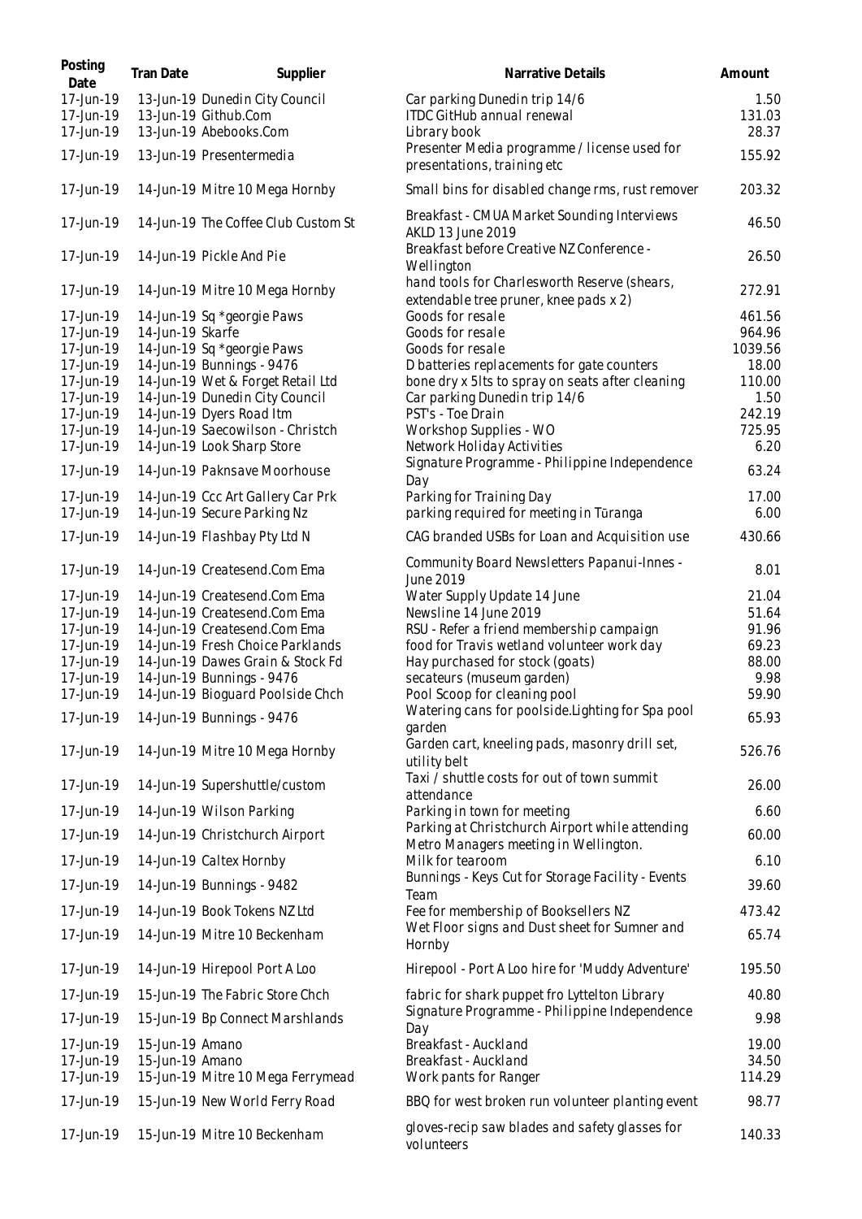| Posting Date | Tran Date | Supplier | Narrative Details | Amount |
| --- | --- | --- | --- | --- |
| 17-Jun-19 | 13-Jun-19 | Dunedin City Council | Car parking Dunedin trip 14/6 | 1.50 |
| 17-Jun-19 | 13-Jun-19 | Github.Com | ITDC GitHub annual renewal | 131.03 |
| 17-Jun-19 | 13-Jun-19 | Abebooks.Com | Library book | 28.37 |
| 17-Jun-19 | 13-Jun-19 | Presentermedia | Presenter Media programme / license used for presentations, training etc | 155.92 |
| 17-Jun-19 | 14-Jun-19 | Mitre 10 Mega Hornby | Small bins for disabled change rms, rust remover | 203.32 |
| 17-Jun-19 | 14-Jun-19 | The Coffee Club Custom St | Breakfast - CMUA Market Sounding Interviews AKLD 13 June 2019 | 46.50 |
| 17-Jun-19 | 14-Jun-19 | Pickle And Pie | Breakfast before Creative NZ Conference - Wellington | 26.50 |
| 17-Jun-19 | 14-Jun-19 | Mitre 10 Mega Hornby | hand tools for Charlesworth Reserve (shears, extendable tree pruner, knee pads x 2) | 272.91 |
| 17-Jun-19 | 14-Jun-19 | Sq *georgie Paws | Goods for resale | 461.56 |
| 17-Jun-19 | 14-Jun-19 | Skarfe | Goods for resale | 964.96 |
| 17-Jun-19 | 14-Jun-19 | Sq *georgie Paws | Goods for resale | 1039.56 |
| 17-Jun-19 | 14-Jun-19 | Bunnings - 9476 | D batteries replacements for gate counters | 18.00 |
| 17-Jun-19 | 14-Jun-19 | Wet & Forget Retail Ltd | bone dry x 5lts to spray on seats after cleaning | 110.00 |
| 17-Jun-19 | 14-Jun-19 | Dunedin City Council | Car parking Dunedin trip 14/6 | 1.50 |
| 17-Jun-19 | 14-Jun-19 | Dyers Road Itm | PST's - Toe Drain | 242.19 |
| 17-Jun-19 | 14-Jun-19 | Saecowilson - Christch | Workshop Supplies - WO | 725.95 |
| 17-Jun-19 | 14-Jun-19 | Look Sharp Store | Network Holiday Activities | 6.20 |
| 17-Jun-19 | 14-Jun-19 | Paknsave Moorhouse | Signature Programme - Philippine Independence Day | 63.24 |
| 17-Jun-19 | 14-Jun-19 | Ccc Art Gallery Car Prk | Parking for Training Day | 17.00 |
| 17-Jun-19 | 14-Jun-19 | Secure Parking Nz | parking required for meeting in Tūranga | 6.00 |
| 17-Jun-19 | 14-Jun-19 | Flashbay Pty Ltd N | CAG branded USBs for Loan and Acquisition use | 430.66 |
| 17-Jun-19 | 14-Jun-19 | Createsend.Com Ema | Community Board Newsletters Papanui-Innes - June 2019 | 8.01 |
| 17-Jun-19 | 14-Jun-19 | Createsend.Com Ema | Water Supply Update 14 June | 21.04 |
| 17-Jun-19 | 14-Jun-19 | Createsend.Com Ema | Newsline 14 June 2019 | 51.64 |
| 17-Jun-19 | 14-Jun-19 | Createsend.Com Ema | RSU - Refer a friend membership campaign | 91.96 |
| 17-Jun-19 | 14-Jun-19 | Fresh Choice Parklands | food for Travis wetland volunteer work day | 69.23 |
| 17-Jun-19 | 14-Jun-19 | Dawes Grain & Stock Fd | Hay purchased for stock (goats) | 88.00 |
| 17-Jun-19 | 14-Jun-19 | Bunnings - 9476 | secateurs (museum garden) | 9.98 |
| 17-Jun-19 | 14-Jun-19 | Bioguard Poolside Chch | Pool Scoop for cleaning pool | 59.90 |
| 17-Jun-19 | 14-Jun-19 | Bunnings - 9476 | Watering cans for poolside.Lighting for Spa pool garden | 65.93 |
| 17-Jun-19 | 14-Jun-19 | Mitre 10 Mega Hornby | Garden cart, kneeling pads, masonry drill set, utility belt | 526.76 |
| 17-Jun-19 | 14-Jun-19 | Supershuttle/custom | Taxi / shuttle costs for out of town summit attendance | 26.00 |
| 17-Jun-19 | 14-Jun-19 | Wilson Parking | Parking in town for meeting | 6.60 |
| 17-Jun-19 | 14-Jun-19 | Christchurch Airport | Parking at Christchurch Airport while attending Metro Managers meeting in Wellington. | 60.00 |
| 17-Jun-19 | 14-Jun-19 | Caltex Hornby | Milk for tearoom | 6.10 |
| 17-Jun-19 | 14-Jun-19 | Bunnings - 9482 | Bunnings - Keys Cut for Storage Facility - Events Team | 39.60 |
| 17-Jun-19 | 14-Jun-19 | Book Tokens NZ Ltd | Fee for membership of Booksellers NZ | 473.42 |
| 17-Jun-19 | 14-Jun-19 | Mitre 10 Beckenham | Wet Floor signs and Dust sheet for Sumner and Hornby | 65.74 |
| 17-Jun-19 | 14-Jun-19 | Hirepool Port A Loo | Hirepool - Port A Loo hire for 'Muddy Adventure' | 195.50 |
| 17-Jun-19 | 15-Jun-19 | The Fabric Store Chch | fabric for shark puppet fro Lyttelton Library | 40.80 |
| 17-Jun-19 | 15-Jun-19 | Bp Connect Marshlands | Signature Programme - Philippine Independence Day | 9.98 |
| 17-Jun-19 | 15-Jun-19 | Amano | Breakfast - Auckland | 19.00 |
| 17-Jun-19 | 15-Jun-19 | Amano | Breakfast - Auckland | 34.50 |
| 17-Jun-19 | 15-Jun-19 | Mitre 10 Mega Ferrymead | Work pants for Ranger | 114.29 |
| 17-Jun-19 | 15-Jun-19 | New World Ferry Road | BBQ for west broken run volunteer planting event | 98.77 |
| 17-Jun-19 | 15-Jun-19 | Mitre 10 Beckenham | gloves-recip saw blades and safety glasses for volunteers | 140.33 |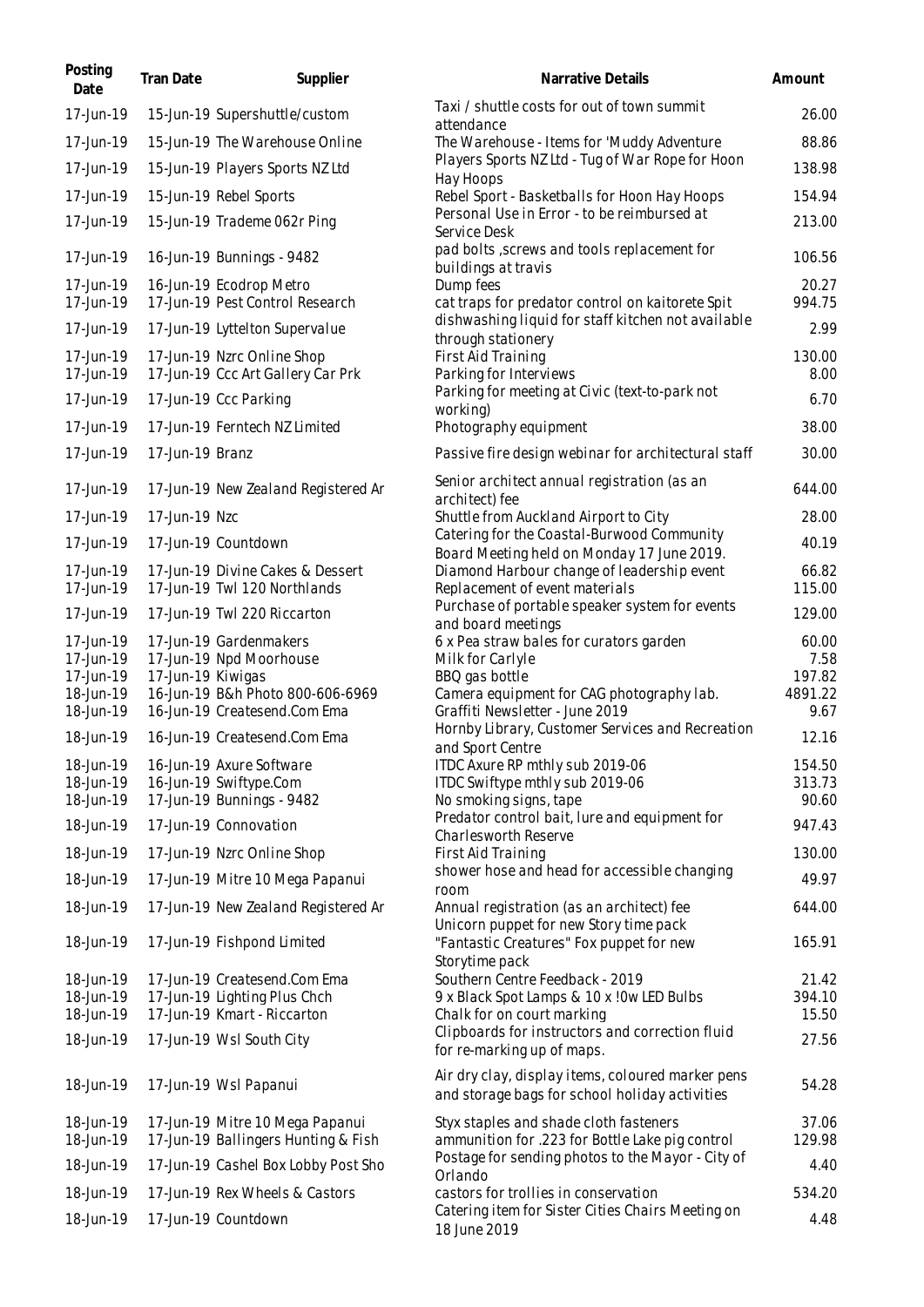| Posting Date | Tran Date | Supplier | Narrative Details | Amount |
| --- | --- | --- | --- | --- |
| 17-Jun-19 | 15-Jun-19 | Supershuttle/custom | Taxi / shuttle costs for out of town summit attendance | 26.00 |
| 17-Jun-19 | 15-Jun-19 | The Warehouse Online | The Warehouse - Items for 'Muddy Adventure | 88.86 |
| 17-Jun-19 | 15-Jun-19 | Players Sports NZ Ltd | Players Sports NZ Ltd - Tug of War Rope for Hoon Hay Hoops | 138.98 |
| 17-Jun-19 | 15-Jun-19 | Rebel Sports | Rebel Sport - Basketballs for Hoon Hay Hoops | 154.94 |
| 17-Jun-19 | 15-Jun-19 | Trademe 062r Ping | Personal Use in Error - to be reimbursed at Service Desk | 213.00 |
| 17-Jun-19 | 16-Jun-19 | Bunnings - 9482 | pad bolts ,screws and tools replacement for buildings at travis | 106.56 |
| 17-Jun-19 | 16-Jun-19 | Ecodrop Metro | Dump fees | 20.27 |
| 17-Jun-19 | 17-Jun-19 | Pest Control Research | cat traps for predator control on kaitorete Spit | 994.75 |
| 17-Jun-19 | 17-Jun-19 | Lyttelton Supervalue | dishwashing liquid for staff kitchen not available through stationery | 2.99 |
| 17-Jun-19 | 17-Jun-19 | Nzrc Online Shop | First Aid Training | 130.00 |
| 17-Jun-19 | 17-Jun-19 | Ccc Art Gallery Car Prk | Parking for Interviews | 8.00 |
| 17-Jun-19 | 17-Jun-19 | Ccc Parking | Parking for meeting at Civic (text-to-park not working) | 6.70 |
| 17-Jun-19 | 17-Jun-19 | Ferntech NZ Limited | Photography equipment | 38.00 |
| 17-Jun-19 | 17-Jun-19 | Branz | Passive fire design webinar for architectural staff | 30.00 |
| 17-Jun-19 | 17-Jun-19 | New Zealand Registered Ar | Senior architect annual registration (as an architect) fee | 644.00 |
| 17-Jun-19 | 17-Jun-19 | Nzc | Shuttle from Auckland Airport to City | 28.00 |
| 17-Jun-19 | 17-Jun-19 | Countdown | Catering for the Coastal-Burwood Community Board Meeting held on Monday 17 June 2019. | 40.19 |
| 17-Jun-19 | 17-Jun-19 | Divine Cakes & Dessert | Diamond Harbour change of leadership event | 66.82 |
| 17-Jun-19 | 17-Jun-19 | Twl 120 Northlands | Replacement of event materials | 115.00 |
| 17-Jun-19 | 17-Jun-19 | Twl 220 Riccarton | Purchase of portable speaker system for events and board meetings | 129.00 |
| 17-Jun-19 | 17-Jun-19 | Gardenmakers | 6 x Pea straw bales for curators garden | 60.00 |
| 17-Jun-19 | 17-Jun-19 | Npd Moorhouse | Milk for Carlyle | 7.58 |
| 17-Jun-19 | 17-Jun-19 | Kiwigas | BBQ gas bottle | 197.82 |
| 18-Jun-19 | 16-Jun-19 | B&h Photo 800-606-6969 | Camera equipment for CAG photography lab. | 4891.22 |
| 18-Jun-19 | 16-Jun-19 | Createsend.Com Ema | Graffiti Newsletter - June 2019 | 9.67 |
| 18-Jun-19 | 16-Jun-19 | Createsend.Com Ema | Hornby Library, Customer Services and Recreation and Sport Centre | 12.16 |
| 18-Jun-19 | 16-Jun-19 | Axure Software | ITDC Axure RP mthly sub 2019-06 | 154.50 |
| 18-Jun-19 | 16-Jun-19 | Swiftype.Com | ITDC Swiftype mthly sub 2019-06 | 313.73 |
| 18-Jun-19 | 17-Jun-19 | Bunnings - 9482 | No smoking signs, tape | 90.60 |
| 18-Jun-19 | 17-Jun-19 | Connovation | Predator control bait, lure and equipment for Charlesworth Reserve | 947.43 |
| 18-Jun-19 | 17-Jun-19 | Nzrc Online Shop | First Aid Training | 130.00 |
| 18-Jun-19 | 17-Jun-19 | Mitre 10 Mega Papanui | shower hose and head for accessible changing room | 49.97 |
| 18-Jun-19 | 17-Jun-19 | New Zealand Registered Ar | Annual registration (as an architect) fee | 644.00 |
| 18-Jun-19 | 17-Jun-19 | Fishpond Limited | Unicorn puppet for new Story time pack "Fantastic Creatures" Fox puppet for new Storytime pack | 165.91 |
| 18-Jun-19 | 17-Jun-19 | Createsend.Com Ema | Southern Centre Feedback - 2019 | 21.42 |
| 18-Jun-19 | 17-Jun-19 | Lighting Plus Chch | 9 x Black Spot Lamps & 10 x !0w LED Bulbs | 394.10 |
| 18-Jun-19 | 17-Jun-19 | Kmart - Riccarton | Chalk for on court marking | 15.50 |
| 18-Jun-19 | 17-Jun-19 | Wsl South City | Clipboards for instructors and correction fluid for re-marking up of maps. | 27.56 |
| 18-Jun-19 | 17-Jun-19 | Wsl Papanui | Air dry clay, display items, coloured marker pens and storage bags for school holiday activities | 54.28 |
| 18-Jun-19 | 17-Jun-19 | Mitre 10 Mega Papanui | Styx staples and shade cloth fasteners | 37.06 |
| 18-Jun-19 | 17-Jun-19 | Ballingers Hunting & Fish | ammunition for .223 for Bottle Lake pig control | 129.98 |
| 18-Jun-19 | 17-Jun-19 | Cashel Box Lobby Post Sho | Postage for sending photos to the Mayor - City of Orlando | 4.40 |
| 18-Jun-19 | 17-Jun-19 | Rex Wheels & Castors | castors for trollies in conservation | 534.20 |
| 18-Jun-19 | 17-Jun-19 | Countdown | Catering item for Sister Cities Chairs Meeting on 18 June 2019 | 4.48 |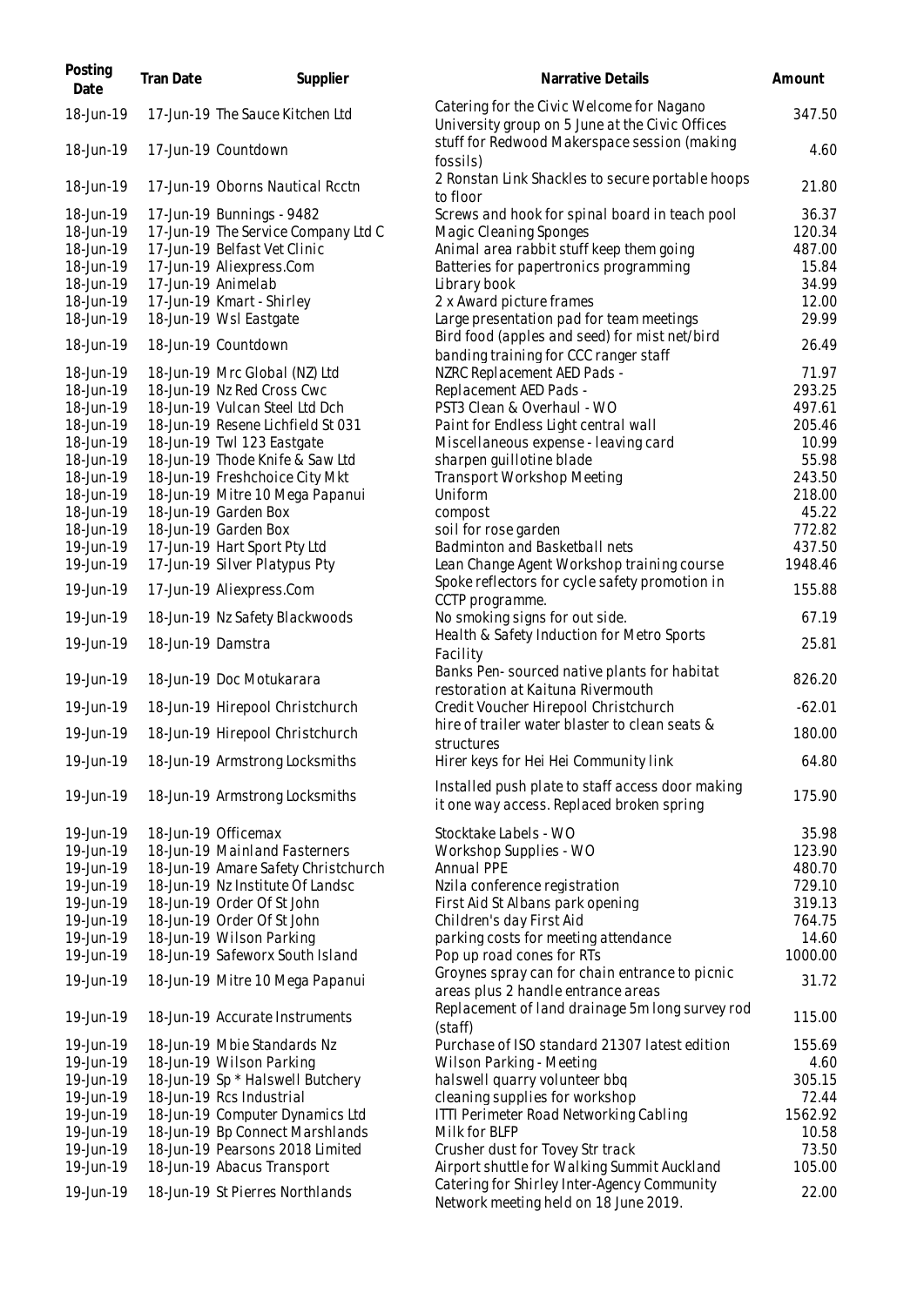| Posting Date | Tran Date | Supplier | Narrative Details | Amount |
|---|---|---|---|---|
| 18-Jun-19 | 17-Jun-19 | The Sauce Kitchen Ltd | Catering for the Civic Welcome for Nagano University group on 5 June at the Civic Offices | 347.50 |
| 18-Jun-19 | 17-Jun-19 | Countdown | stuff for Redwood Makerspace session (making fossils) | 4.60 |
| 18-Jun-19 | 17-Jun-19 | Oborns Nautical Rcctn | 2 Ronstan Link Shackles to secure portable hoops to floor | 21.80 |
| 18-Jun-19 | 17-Jun-19 | Bunnings - 9482 | Screws and hook for spinal board in teach pool | 36.37 |
| 18-Jun-19 | 17-Jun-19 | The Service Company Ltd C | Magic Cleaning Sponges | 120.34 |
| 18-Jun-19 | 17-Jun-19 | Belfast Vet Clinic | Animal area rabbit stuff keep them going | 487.00 |
| 18-Jun-19 | 17-Jun-19 | Aliexpress.Com | Batteries for papertronics programming | 15.84 |
| 18-Jun-19 | 17-Jun-19 | Animelab | Library book | 34.99 |
| 18-Jun-19 | 17-Jun-19 | Kmart - Shirley | 2 x Award picture frames | 12.00 |
| 18-Jun-19 | 18-Jun-19 | Wsl Eastgate | Large presentation pad for team meetings | 29.99 |
| 18-Jun-19 | 18-Jun-19 | Countdown | Bird food (apples and seed) for mist net/bird banding training for CCC ranger staff | 26.49 |
| 18-Jun-19 | 18-Jun-19 | Mrc Global (NZ) Ltd | NZRC Replacement AED Pads - | 71.97 |
| 18-Jun-19 | 18-Jun-19 | Nz Red Cross Cwc | Replacement AED Pads - | 293.25 |
| 18-Jun-19 | 18-Jun-19 | Vulcan Steel Ltd Dch | PST3 Clean & Overhaul - WO | 497.61 |
| 18-Jun-19 | 18-Jun-19 | Resene Lichfield St 031 | Paint for Endless Light central wall | 205.46 |
| 18-Jun-19 | 18-Jun-19 | Twl 123 Eastgate | Miscellaneous expense - leaving card | 10.99 |
| 18-Jun-19 | 18-Jun-19 | Thode Knife & Saw Ltd | sharpen guillotine blade | 55.98 |
| 18-Jun-19 | 18-Jun-19 | Freshchoice City Mkt | Transport Workshop Meeting | 243.50 |
| 18-Jun-19 | 18-Jun-19 | Mitre 10 Mega Papanui | Uniform | 218.00 |
| 18-Jun-19 | 18-Jun-19 | Garden Box | compost | 45.22 |
| 18-Jun-19 | 18-Jun-19 | Garden Box | soil for rose garden | 772.82 |
| 19-Jun-19 | 17-Jun-19 | Hart Sport Pty Ltd | Badminton and Basketball nets | 437.50 |
| 19-Jun-19 | 17-Jun-19 | Silver Platypus Pty | Lean Change Agent Workshop training course | 1948.46 |
| 19-Jun-19 | 17-Jun-19 | Aliexpress.Com | Spoke reflectors for cycle safety promotion in CCTP programme. | 155.88 |
| 19-Jun-19 | 18-Jun-19 | Nz Safety Blackwoods | No smoking signs for out side. | 67.19 |
| 19-Jun-19 | 18-Jun-19 | Damstra | Health & Safety Induction for Metro Sports Facility | 25.81 |
| 19-Jun-19 | 18-Jun-19 | Doc Motukarara | Banks Pen- sourced native plants for habitat restoration at Kaituna Rivermouth | 826.20 |
| 19-Jun-19 | 18-Jun-19 | Hirepool Christchurch | Credit Voucher Hirepool Christchurch | -62.01 |
| 19-Jun-19 | 18-Jun-19 | Hirepool Christchurch | hire of trailer water blaster to clean seats & structures | 180.00 |
| 19-Jun-19 | 18-Jun-19 | Armstrong Locksmiths | Hirer keys for Hei Hei Community link | 64.80 |
| 19-Jun-19 | 18-Jun-19 | Armstrong Locksmiths | Installed push plate to staff access door making it one way access. Replaced broken spring | 175.90 |
| 19-Jun-19 | 18-Jun-19 | Officemax | Stocktake Labels - WO | 35.98 |
| 19-Jun-19 | 18-Jun-19 | Mainland Fasterners | Workshop Supplies - WO | 123.90 |
| 19-Jun-19 | 18-Jun-19 | Amare Safety Christchurch | Annual PPE | 480.70 |
| 19-Jun-19 | 18-Jun-19 | Nz Institute Of Landsc | Nzila conference registration | 729.10 |
| 19-Jun-19 | 18-Jun-19 | Order Of St John | First Aid St Albans park opening | 319.13 |
| 19-Jun-19 | 18-Jun-19 | Order Of St John | Children's day First Aid | 764.75 |
| 19-Jun-19 | 18-Jun-19 | Wilson Parking | parking costs for meeting attendance | 14.60 |
| 19-Jun-19 | 18-Jun-19 | Safeworx South Island | Pop up road cones for RTs | 1000.00 |
| 19-Jun-19 | 18-Jun-19 | Mitre 10 Mega Papanui | Groynes spray can for chain entrance to picnic areas plus 2 handle entrance areas | 31.72 |
| 19-Jun-19 | 18-Jun-19 | Accurate Instruments | Replacement of land drainage 5m long survey rod (staff) | 115.00 |
| 19-Jun-19 | 18-Jun-19 | Mbie Standards Nz | Purchase of ISO standard 21307 latest edition | 155.69 |
| 19-Jun-19 | 18-Jun-19 | Wilson Parking | Wilson Parking - Meeting | 4.60 |
| 19-Jun-19 | 18-Jun-19 | Sp * Halswell Butchery | halswell quarry volunteer bbq | 305.15 |
| 19-Jun-19 | 18-Jun-19 | Rcs Industrial | cleaning supplies for workshop | 72.44 |
| 19-Jun-19 | 18-Jun-19 | Computer Dynamics Ltd | ITTI Perimeter Road Networking Cabling | 1562.92 |
| 19-Jun-19 | 18-Jun-19 | Bp Connect Marshlands | Milk for BLFP | 10.58 |
| 19-Jun-19 | 18-Jun-19 | Pearsons 2018 Limited | Crusher dust for Tovey Str track | 73.50 |
| 19-Jun-19 | 18-Jun-19 | Abacus Transport | Airport shuttle for Walking Summit Auckland | 105.00 |
| 19-Jun-19 | 18-Jun-19 | St Pierres Northlands | Catering for Shirley Inter-Agency Community Network meeting held on 18 June 2019. | 22.00 |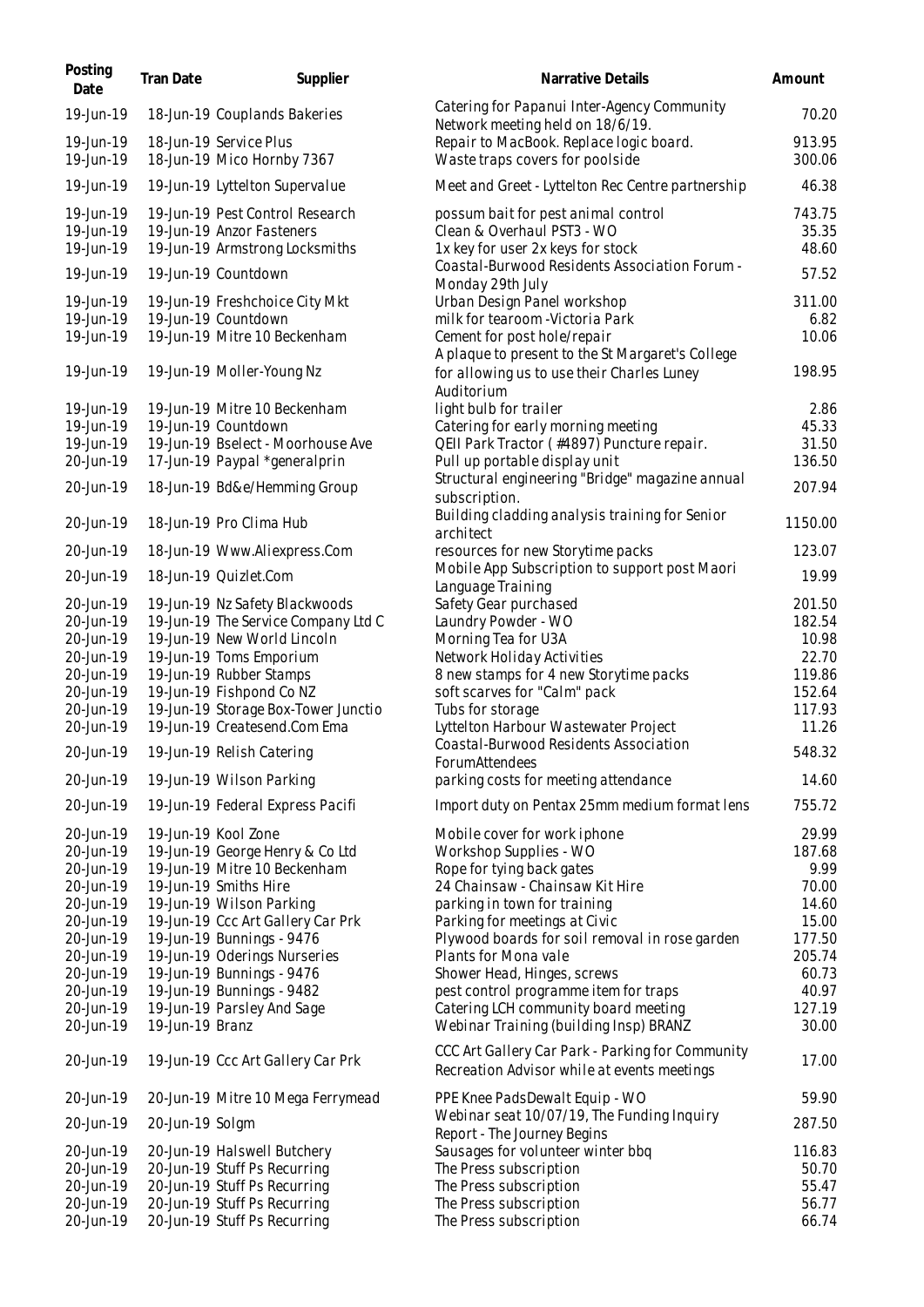| Posting Date | Tran Date | Supplier | Narrative Details | Amount |
|---|---|---|---|---|
| 19-Jun-19 | 18-Jun-19 | Couplands Bakeries | Catering for Papanui Inter-Agency Community Network meeting held on 18/6/19. | 70.20 |
| 19-Jun-19 | 18-Jun-19 | Service Plus | Repair to MacBook. Replace logic board. | 913.95 |
| 19-Jun-19 | 18-Jun-19 | Mico Hornby 7367 | Waste traps covers for poolside | 300.06 |
| 19-Jun-19 | 19-Jun-19 | Lyttelton Supervalue | Meet and Greet - Lyttelton Rec Centre partnership | 46.38 |
| 19-Jun-19 | 19-Jun-19 | Pest Control Research | possum bait for pest animal control | 743.75 |
| 19-Jun-19 | 19-Jun-19 | Anzor Fasteners | Clean & Overhaul PST3 - WO | 35.35 |
| 19-Jun-19 | 19-Jun-19 | Armstrong Locksmiths | 1x key for user 2x keys for stock | 48.60 |
| 19-Jun-19 | 19-Jun-19 | Countdown | Coastal-Burwood Residents Association Forum - Monday 29th July | 57.52 |
| 19-Jun-19 | 19-Jun-19 | Freshchoice City Mkt | Urban Design Panel workshop | 311.00 |
| 19-Jun-19 | 19-Jun-19 | Countdown | milk for tearoom -Victoria Park | 6.82 |
| 19-Jun-19 | 19-Jun-19 | Mitre 10 Beckenham | Cement for post hole/repair | 10.06 |
| 19-Jun-19 | 19-Jun-19 | Moller-Young Nz | A plaque to present to the St Margaret's College for allowing us to use their Charles Luney Auditorium | 198.95 |
| 19-Jun-19 | 19-Jun-19 | Mitre 10 Beckenham | light bulb for trailer | 2.86 |
| 19-Jun-19 | 19-Jun-19 | Countdown | Catering for early morning meeting | 45.33 |
| 19-Jun-19 | 19-Jun-19 | Bselect - Moorhouse Ave | QEII Park Tractor (#4897) Puncture repair. | 31.50 |
| 20-Jun-19 | 17-Jun-19 | Paypal *generalprin | Pull up portable display unit | 136.50 |
| 20-Jun-19 | 18-Jun-19 | Bd&e/Hemming Group | Structural engineering "Bridge" magazine annual subscription. | 207.94 |
| 20-Jun-19 | 18-Jun-19 | Pro Clima Hub | Building cladding analysis training for Senior architect | 1150.00 |
| 20-Jun-19 | 18-Jun-19 | Www.Aliexpress.Com | resources for new Storytime packs | 123.07 |
| 20-Jun-19 | 18-Jun-19 | Quizlet.Com | Mobile App Subscription to support post Maori Language Training | 19.99 |
| 20-Jun-19 | 19-Jun-19 | Nz Safety Blackwoods | Safety Gear purchased | 201.50 |
| 20-Jun-19 | 19-Jun-19 | The Service Company Ltd C | Laundry Powder - WO | 182.54 |
| 20-Jun-19 | 19-Jun-19 | New World Lincoln | Morning Tea for U3A | 10.98 |
| 20-Jun-19 | 19-Jun-19 | Toms Emporium | Network Holiday Activities | 22.70 |
| 20-Jun-19 | 19-Jun-19 | Rubber Stamps | 8 new stamps for 4 new Storytime packs | 119.86 |
| 20-Jun-19 | 19-Jun-19 | Fishpond Co NZ | soft scarves for "Calm" pack | 152.64 |
| 20-Jun-19 | 19-Jun-19 | Storage Box-Tower Junctio | Tubs for storage | 117.93 |
| 20-Jun-19 | 19-Jun-19 | Createsend.Com Ema | Lyttelton Harbour Wastewater Project | 11.26 |
| 20-Jun-19 | 19-Jun-19 | Relish Catering | Coastal-Burwood Residents Association ForumAttendees | 548.32 |
| 20-Jun-19 | 19-Jun-19 | Wilson Parking | parking costs for meeting attendance | 14.60 |
| 20-Jun-19 | 19-Jun-19 | Federal Express Pacifi | Import duty on Pentax 25mm medium format lens | 755.72 |
| 20-Jun-19 | 19-Jun-19 | Kool Zone | Mobile cover for work iphone | 29.99 |
| 20-Jun-19 | 19-Jun-19 | George Henry & Co Ltd | Workshop Supplies - WO | 187.68 |
| 20-Jun-19 | 19-Jun-19 | Mitre 10 Beckenham | Rope for tying back gates | 9.99 |
| 20-Jun-19 | 19-Jun-19 | Smiths Hire | 24 Chainsaw - Chainsaw Kit Hire | 70.00 |
| 20-Jun-19 | 19-Jun-19 | Wilson Parking | parking in town for training | 14.60 |
| 20-Jun-19 | 19-Jun-19 | Ccc Art Gallery Car Prk | Parking for meetings at Civic | 15.00 |
| 20-Jun-19 | 19-Jun-19 | Bunnings - 9476 | Plywood boards for soil removal in rose garden | 177.50 |
| 20-Jun-19 | 19-Jun-19 | Oderings Nurseries | Plants for Mona vale | 205.74 |
| 20-Jun-19 | 19-Jun-19 | Bunnings - 9476 | Shower Head, Hinges, screws | 60.73 |
| 20-Jun-19 | 19-Jun-19 | Bunnings - 9482 | pest control programme item for traps | 40.97 |
| 20-Jun-19 | 19-Jun-19 | Parsley And Sage | Catering LCH community board meeting | 127.19 |
| 20-Jun-19 | 19-Jun-19 | Branz | Webinar Training (building Insp) BRANZ | 30.00 |
| 20-Jun-19 | 19-Jun-19 | Ccc Art Gallery Car Prk | CCC Art Gallery Car Park - Parking for Community Recreation Advisor while at events meetings | 17.00 |
| 20-Jun-19 | 20-Jun-19 | Mitre 10 Mega Ferrymead | PPE Knee PadsDewalt Equip - WO | 59.90 |
| 20-Jun-19 | 20-Jun-19 | Solgm | Webinar seat 10/07/19, The Funding Inquiry Report - The Journey Begins | 287.50 |
| 20-Jun-19 | 20-Jun-19 | Halswell Butchery | Sausages for volunteer winter bbq | 116.83 |
| 20-Jun-19 | 20-Jun-19 | Stuff Ps Recurring | The Press subscription | 50.70 |
| 20-Jun-19 | 20-Jun-19 | Stuff Ps Recurring | The Press subscription | 55.47 |
| 20-Jun-19 | 20-Jun-19 | Stuff Ps Recurring | The Press subscription | 56.77 |
| 20-Jun-19 | 20-Jun-19 | Stuff Ps Recurring | The Press subscription | 66.74 |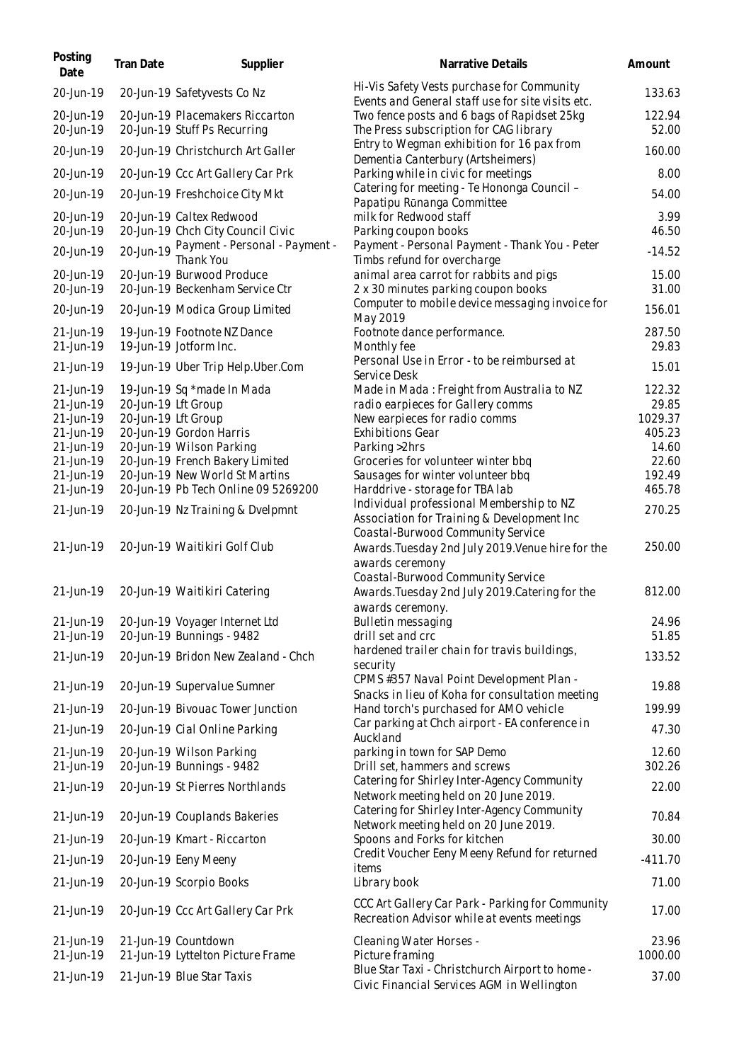| Posting Date | Tran Date | Supplier | Narrative Details | Amount |
|---|---|---|---|---|
| 20-Jun-19 | 20-Jun-19 | Safetyvests Co Nz | Hi-Vis Safety Vests purchase for Community Events and General staff use for site visits etc. | 133.63 |
| 20-Jun-19 | 20-Jun-19 | Placemakers Riccarton | Two fence posts and 6 bags of Rapidset 25kg | 122.94 |
| 20-Jun-19 | 20-Jun-19 | Stuff Ps Recurring | The Press subscription for CAG library | 52.00 |
| 20-Jun-19 | 20-Jun-19 | Christchurch Art Galler | Entry to Wegman exhibition for 16 pax from Dementia Canterbury (Artsheimers) | 160.00 |
| 20-Jun-19 | 20-Jun-19 | Ccc Art Gallery Car Prk | Parking while in civic for meetings | 8.00 |
| 20-Jun-19 | 20-Jun-19 | Freshchoice City Mkt | Catering for meeting - Te Hononga Council – Papatipu Rūnanga Committee | 54.00 |
| 20-Jun-19 | 20-Jun-19 | Caltex Redwood | milk for Redwood staff | 3.99 |
| 20-Jun-19 | 20-Jun-19 | Chch City Council Civic | Parking coupon books | 46.50 |
| 20-Jun-19 | 20-Jun-19 | Payment - Personal - Payment - Thank You | Payment - Personal Payment - Thank You - Peter Timbs refund for overcharge | -14.52 |
| 20-Jun-19 | 20-Jun-19 | Burwood Produce | animal area carrot for rabbits and pigs | 15.00 |
| 20-Jun-19 | 20-Jun-19 | Beckenham Service Ctr | 2 x 30 minutes parking coupon books | 31.00 |
| 20-Jun-19 | 20-Jun-19 | Modica Group Limited | Computer to mobile device messaging invoice for May 2019 | 156.01 |
| 21-Jun-19 | 19-Jun-19 | Footnote NZ Dance | Footnote dance performance. | 287.50 |
| 21-Jun-19 | 19-Jun-19 | Jotform Inc. | Monthly fee | 29.83 |
| 21-Jun-19 | 19-Jun-19 | Uber Trip Help.Uber.Com | Personal Use in Error - to be reimbursed at Service Desk | 15.01 |
| 21-Jun-19 | 19-Jun-19 | Sq *made In Mada | Made in Mada : Freight from Australia to NZ | 122.32 |
| 21-Jun-19 | 20-Jun-19 | Lft Group | radio earpieces for Gallery comms | 29.85 |
| 21-Jun-19 | 20-Jun-19 | Lft Group | New earpieces for radio comms | 1029.37 |
| 21-Jun-19 | 20-Jun-19 | Gordon Harris | Exhibitions Gear | 405.23 |
| 21-Jun-19 | 20-Jun-19 | Wilson Parking | Parking >2hrs | 14.60 |
| 21-Jun-19 | 20-Jun-19 | French Bakery Limited | Groceries for volunteer winter bbq | 22.60 |
| 21-Jun-19 | 20-Jun-19 | New World St Martins | Sausages for winter volunteer bbq | 192.49 |
| 21-Jun-19 | 20-Jun-19 | Pb Tech Online 09 5269200 | Harddrive - storage for TBA lab | 465.78 |
| 21-Jun-19 | 20-Jun-19 | Nz Training & Dvelpmnt | Individual professional Membership to NZ Association for Training & Development Inc | 270.25 |
| 21-Jun-19 | 20-Jun-19 | Waitikiri Golf Club | Coastal-Burwood Community Service Awards.Tuesday 2nd July 2019.Venue hire for the awards ceremony | 250.00 |
| 21-Jun-19 | 20-Jun-19 | Waitikiri Catering | Coastal-Burwood Community Service Awards.Tuesday 2nd July 2019.Catering for the awards ceremony. | 812.00 |
| 21-Jun-19 | 20-Jun-19 | Voyager Internet Ltd | Bulletin messaging | 24.96 |
| 21-Jun-19 | 20-Jun-19 | Bunnings - 9482 | drill set and crc | 51.85 |
| 21-Jun-19 | 20-Jun-19 | Bridon New Zealand - Chch | hardened trailer chain for travis buildings, security | 133.52 |
| 21-Jun-19 | 20-Jun-19 | Supervalue Sumner | CPMS #357 Naval Point Development Plan - Snacks in lieu of Koha for consultation meeting | 19.88 |
| 21-Jun-19 | 20-Jun-19 | Bivouac Tower Junction | Hand torch's purchased for AMO vehicle | 199.99 |
| 21-Jun-19 | 20-Jun-19 | Cial Online Parking | Car parking at Chch airport - EA conference in Auckland | 47.30 |
| 21-Jun-19 | 20-Jun-19 | Wilson Parking | parking in town for SAP Demo | 12.60 |
| 21-Jun-19 | 20-Jun-19 | Bunnings - 9482 | Drill set, hammers and screws | 302.26 |
| 21-Jun-19 | 20-Jun-19 | St Pierres Northlands | Catering for Shirley Inter-Agency Community Network meeting held on 20 June 2019. | 22.00 |
| 21-Jun-19 | 20-Jun-19 | Couplands Bakeries | Catering for Shirley Inter-Agency Community Network meeting held on 20 June 2019. | 70.84 |
| 21-Jun-19 | 20-Jun-19 | Kmart - Riccarton | Spoons and Forks for kitchen | 30.00 |
| 21-Jun-19 | 20-Jun-19 | Eeny Meeny | Credit Voucher Eeny Meeny Refund for returned items | -411.70 |
| 21-Jun-19 | 20-Jun-19 | Scorpio Books | Library book | 71.00 |
| 21-Jun-19 | 20-Jun-19 | Ccc Art Gallery Car Prk | CCC Art Gallery Car Park - Parking for Community Recreation Advisor while at events meetings | 17.00 |
| 21-Jun-19 | 21-Jun-19 | Countdown | Cleaning Water Horses - | 23.96 |
| 21-Jun-19 | 21-Jun-19 | Lyttelton Picture Frame | Picture framing | 1000.00 |
| 21-Jun-19 | 21-Jun-19 | Blue Star Taxis | Blue Star Taxi - Christchurch Airport to home - Civic Financial Services AGM in Wellington | 37.00 |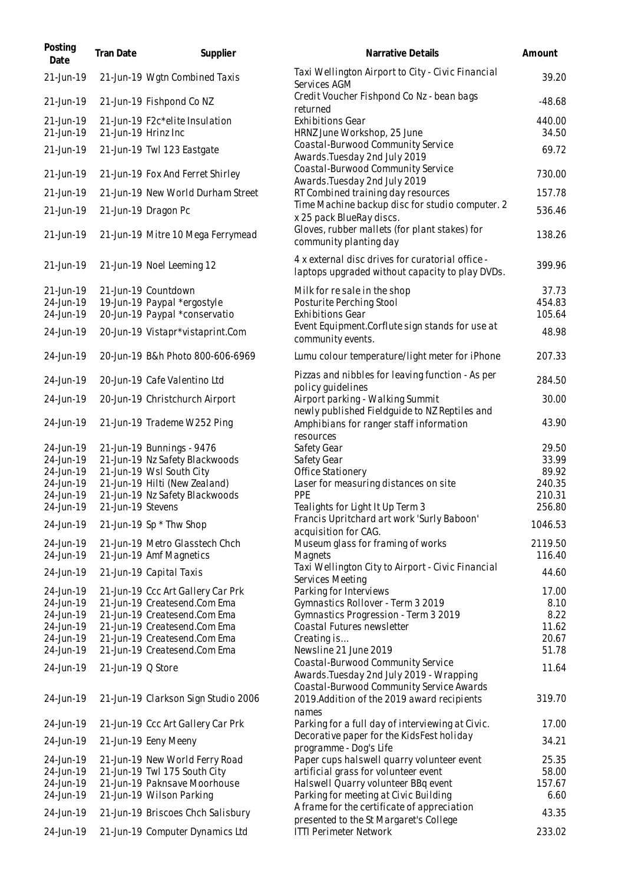| Posting Date | Tran Date | Supplier | Narrative Details | Amount |
|---|---|---|---|---|
| 21-Jun-19 | 21-Jun-19 | Wgtn Combined Taxis | Taxi Wellington Airport to City - Civic Financial Services AGM | 39.20 |
| 21-Jun-19 | 21-Jun-19 | Fishpond Co NZ | Credit Voucher Fishpond Co Nz - bean bags returned | -48.68 |
| 21-Jun-19 | 21-Jun-19 | F2c*elite Insulation | Exhibitions Gear | 440.00 |
| 21-Jun-19 | 21-Jun-19 | Hrinz Inc | HRNZ June Workshop, 25 June | 34.50 |
| 21-Jun-19 | 21-Jun-19 | Twl 123 Eastgate | Coastal-Burwood Community Service Awards.Tuesday 2nd July 2019 | 69.72 |
| 21-Jun-19 | 21-Jun-19 | Fox And Ferret Shirley | Coastal-Burwood Community Service Awards.Tuesday 2nd July 2019 | 730.00 |
| 21-Jun-19 | 21-Jun-19 | New World Durham Street | RT Combined training day resources | 157.78 |
| 21-Jun-19 | 21-Jun-19 | Dragon Pc | Time Machine backup disc for studio computer. 2 x 25 pack BlueRay discs. | 536.46 |
| 21-Jun-19 | 21-Jun-19 | Mitre 10 Mega Ferrymead | Gloves, rubber mallets (for plant stakes) for community planting day | 138.26 |
| 21-Jun-19 | 21-Jun-19 | Noel Leeming 12 | 4 x external disc drives for curatorial office - laptops upgraded without capacity to play DVDs. | 399.96 |
| 21-Jun-19 | 21-Jun-19 | Countdown | Milk for re sale in the shop | 37.73 |
| 24-Jun-19 | 19-Jun-19 | Paypal *ergostyle | Posturite Perching Stool | 454.83 |
| 24-Jun-19 | 20-Jun-19 | Paypal *conservatio | Exhibitions Gear | 105.64 |
| 24-Jun-19 | 20-Jun-19 | Vistapr*vistaprint.Com | Event Equipment.Corflute sign stands for use at community events. | 48.98 |
| 24-Jun-19 | 20-Jun-19 | B&h Photo 800-606-6969 | Lumu colour temperature/light meter for iPhone | 207.33 |
| 24-Jun-19 | 20-Jun-19 | Cafe Valentino Ltd | Pizzas and nibbles for leaving function - As per policy guidelines | 284.50 |
| 24-Jun-19 | 20-Jun-19 | Christchurch Airport | Airport parking - Walking Summit | 30.00 |
| 24-Jun-19 | 21-Jun-19 | Trademe W252 Ping | newly published Fieldguide to NZ Reptiles and Amphibians for ranger staff information resources | 43.90 |
| 24-Jun-19 | 21-Jun-19 | Bunnings - 9476 | Safety Gear | 29.50 |
| 24-Jun-19 | 21-Jun-19 | Nz Safety Blackwoods | Safety Gear | 33.99 |
| 24-Jun-19 | 21-Jun-19 | Wsl South City | Office Stationery | 89.92 |
| 24-Jun-19 | 21-Jun-19 | Hilti (New Zealand) | Laser for measuring distances on site | 240.35 |
| 24-Jun-19 | 21-Jun-19 | Nz Safety Blackwoods | PPE | 210.31 |
| 24-Jun-19 | 21-Jun-19 | Stevens | Tealights for Light It Up Term 3 | 256.80 |
| 24-Jun-19 | 21-Jun-19 | Sp * Thw Shop | Francis Upritchard art work 'Surly Baboon' acquisition for CAG. | 1046.53 |
| 24-Jun-19 | 21-Jun-19 | Metro Glasstech Chch | Museum glass for framing of works | 2119.50 |
| 24-Jun-19 | 21-Jun-19 | Amf Magnetics | Magnets | 116.40 |
| 24-Jun-19 | 21-Jun-19 | Capital Taxis | Taxi Wellington City to Airport - Civic Financial Services Meeting | 44.60 |
| 24-Jun-19 | 21-Jun-19 | Ccc Art Gallery Car Prk | Parking for Interviews | 17.00 |
| 24-Jun-19 | 21-Jun-19 | Createsend.Com Ema | Gymnastics Rollover - Term 3 2019 | 8.10 |
| 24-Jun-19 | 21-Jun-19 | Createsend.Com Ema | Gymnastics Progression - Term 3 2019 | 8.22 |
| 24-Jun-19 | 21-Jun-19 | Createsend.Com Ema | Coastal Futures newsletter | 11.62 |
| 24-Jun-19 | 21-Jun-19 | Createsend.Com Ema | Creating is... | 20.67 |
| 24-Jun-19 | 21-Jun-19 | Createsend.Com Ema | Newsline 21 June 2019 | 51.78 |
| 24-Jun-19 | 21-Jun-19 | Q Store | Coastal-Burwood Community Service Awards.Tuesday 2nd July 2019 - Wrapping | 11.64 |
| 24-Jun-19 | 21-Jun-19 | Clarkson Sign Studio 2006 | Coastal-Burwood Community Service Awards 2019.Addition of the 2019 award recipients names | 319.70 |
| 24-Jun-19 | 21-Jun-19 | Ccc Art Gallery Car Prk | Parking for a full day of interviewing at Civic. | 17.00 |
| 24-Jun-19 | 21-Jun-19 | Eeny Meeny | Decorative paper for the KidsFest holiday programme - Dog's Life | 34.21 |
| 24-Jun-19 | 21-Jun-19 | New World Ferry Road | Paper cups halswell quarry volunteer event | 25.35 |
| 24-Jun-19 | 21-Jun-19 | Twl 175 South City | artificial grass for volunteer event | 58.00 |
| 24-Jun-19 | 21-Jun-19 | Paknsave Moorhouse | Halswell Quarry volunteer BBq event | 157.67 |
| 24-Jun-19 | 21-Jun-19 | Wilson Parking | Parking for meeting at Civic Building | 6.60 |
| 24-Jun-19 | 21-Jun-19 | Briscoes Chch Salisbury | A frame for the certificate of appreciation presented to the St Margaret's College | 43.35 |
| 24-Jun-19 | 21-Jun-19 | Computer Dynamics Ltd | ITTI Perimeter Network | 233.02 |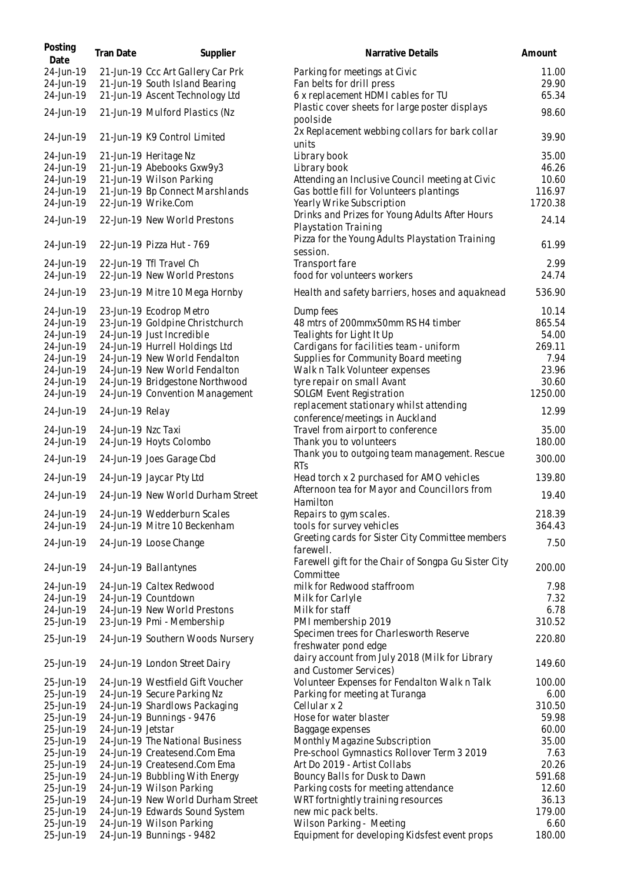| Posting Date | Tran Date | Supplier | Narrative Details | Amount |
|---|---|---|---|---|
| 24-Jun-19 | 21-Jun-19 | Ccc Art Gallery Car Prk | Parking for meetings at Civic | 11.00 |
| 24-Jun-19 | 21-Jun-19 | South Island Bearing | Fan belts for drill press | 29.90 |
| 24-Jun-19 | 21-Jun-19 | Ascent Technology Ltd | 6 x replacement HDMI cables for TU | 65.34 |
| 24-Jun-19 | 21-Jun-19 | Mulford Plastics (Nz | Plastic cover sheets for large poster displays poolside | 98.60 |
| 24-Jun-19 | 21-Jun-19 | K9 Control Limited | 2x Replacement webbing collars for bark collar units | 39.90 |
| 24-Jun-19 | 21-Jun-19 | Heritage Nz | Library book | 35.00 |
| 24-Jun-19 | 21-Jun-19 | Abebooks Gxw9y3 | Library book | 46.26 |
| 24-Jun-19 | 21-Jun-19 | Wilson Parking | Attending an Inclusive Council meeting at Civic | 10.60 |
| 24-Jun-19 | 21-Jun-19 | Bp Connect Marshlands | Gas bottle fill for Volunteers plantings | 116.97 |
| 24-Jun-19 | 22-Jun-19 | Wrike.Com | Yearly Wrike Subscription | 1720.38 |
| 24-Jun-19 | 22-Jun-19 | New World Prestons | Drinks and Prizes for Young Adults After Hours Playstation Training | 24.14 |
| 24-Jun-19 | 22-Jun-19 | Pizza Hut - 769 | Pizza for the Young Adults Playstation Training session. | 61.99 |
| 24-Jun-19 | 22-Jun-19 | Tfl Travel Ch | Transport fare | 2.99 |
| 24-Jun-19 | 22-Jun-19 | New World Prestons | food for volunteers workers | 24.74 |
| 24-Jun-19 | 23-Jun-19 | Mitre 10 Mega Hornby | Health and safety barriers, hoses and aquaknead | 536.90 |
| 24-Jun-19 | 23-Jun-19 | Ecodrop Metro | Dump fees | 10.14 |
| 24-Jun-19 | 23-Jun-19 | Goldpine Christchurch | 48 mtrs of 200mmx50mm RS H4 timber | 865.54 |
| 24-Jun-19 | 24-Jun-19 | Just Incredible | Tealights for Light It Up | 54.00 |
| 24-Jun-19 | 24-Jun-19 | Hurrell Holdings Ltd | Cardigans for facilities team - uniform | 269.11 |
| 24-Jun-19 | 24-Jun-19 | New World Fendalton | Supplies for Community Board meeting | 7.94 |
| 24-Jun-19 | 24-Jun-19 | New World Fendalton | Walk n Talk Volunteer expenses | 23.96 |
| 24-Jun-19 | 24-Jun-19 | Bridgestone Northwood | tyre repair on small Avant | 30.60 |
| 24-Jun-19 | 24-Jun-19 | Convention Management | SOLGM Event Registration | 1250.00 |
| 24-Jun-19 | 24-Jun-19 | Relay | replacement stationary whilst attending conference/meetings in Auckland | 12.99 |
| 24-Jun-19 | 24-Jun-19 | Nzc Taxi | Travel from airport to conference | 35.00 |
| 24-Jun-19 | 24-Jun-19 | Hoyts Colombo | Thank you to volunteers | 180.00 |
| 24-Jun-19 | 24-Jun-19 | Joes Garage Cbd | Thank you to outgoing team management. Rescue RTs | 300.00 |
| 24-Jun-19 | 24-Jun-19 | Jaycar Pty Ltd | Head torch x 2 purchased for AMO vehicles | 139.80 |
| 24-Jun-19 | 24-Jun-19 | New World Durham Street | Afternoon tea for Mayor and Councillors from Hamilton | 19.40 |
| 24-Jun-19 | 24-Jun-19 | Wedderburn Scales | Repairs to gym scales. | 218.39 |
| 24-Jun-19 | 24-Jun-19 | Mitre 10 Beckenham | tools for survey vehicles | 364.43 |
| 24-Jun-19 | 24-Jun-19 | Loose Change | Greeting cards for Sister City Committee members farewell. | 7.50 |
| 24-Jun-19 | 24-Jun-19 | Ballantynes | Farewell gift for the Chair of Songpa Gu Sister City Committee | 200.00 |
| 24-Jun-19 | 24-Jun-19 | Caltex Redwood | milk for Redwood staffroom | 7.98 |
| 24-Jun-19 | 24-Jun-19 | Countdown | Milk for Carlyle | 7.32 |
| 24-Jun-19 | 24-Jun-19 | New World Prestons | Milk for staff | 6.78 |
| 25-Jun-19 | 23-Jun-19 | Pmi - Membership | PMI membership 2019 | 310.52 |
| 25-Jun-19 | 24-Jun-19 | Southern Woods Nursery | Specimen trees for Charlesworth Reserve freshwater pond edge | 220.80 |
| 25-Jun-19 | 24-Jun-19 | London Street Dairy | dairy account from July 2018 (Milk for Library and Customer Services) | 149.60 |
| 25-Jun-19 | 24-Jun-19 | Westfield Gift Voucher | Volunteer Expenses for Fendalton Walk n Talk | 100.00 |
| 25-Jun-19 | 24-Jun-19 | Secure Parking Nz | Parking for meeting at Turanga | 6.00 |
| 25-Jun-19 | 24-Jun-19 | Shardlows Packaging | Cellular x 2 | 310.50 |
| 25-Jun-19 | 24-Jun-19 | Bunnings - 9476 | Hose for water blaster | 59.98 |
| 25-Jun-19 | 24-Jun-19 | Jetstar | Baggage expenses | 60.00 |
| 25-Jun-19 | 24-Jun-19 | The National Business | Monthly Magazine Subscription | 35.00 |
| 25-Jun-19 | 24-Jun-19 | Createsend.Com Ema | Pre-school Gymnastics Rollover Term 3 2019 | 7.63 |
| 25-Jun-19 | 24-Jun-19 | Createsend.Com Ema | Art Do 2019 - Artist Collabs | 20.26 |
| 25-Jun-19 | 24-Jun-19 | Bubbling With Energy | Bouncy Balls for Dusk to Dawn | 591.68 |
| 25-Jun-19 | 24-Jun-19 | Wilson Parking | Parking costs for meeting attendance | 12.60 |
| 25-Jun-19 | 24-Jun-19 | New World Durham Street | WRT fortnightly training resources | 36.13 |
| 25-Jun-19 | 24-Jun-19 | Edwards Sound System | new mic pack belts. | 179.00 |
| 25-Jun-19 | 24-Jun-19 | Wilson Parking | Wilson Parking - Meeting | 6.60 |
| 25-Jun-19 | 24-Jun-19 | Bunnings - 9482 | Equipment for developing Kidsfest event props | 180.00 |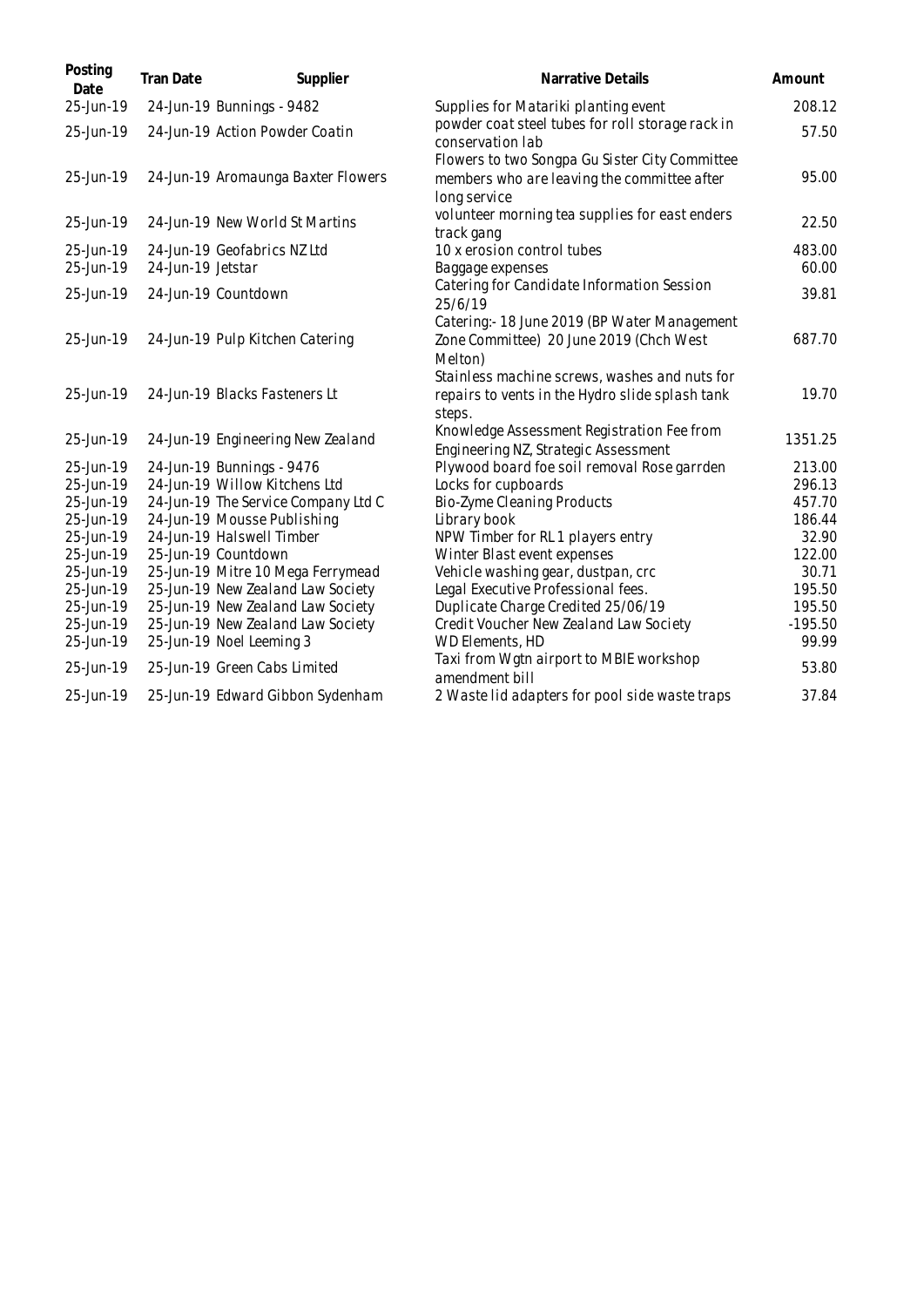| Posting Date | Tran Date | Supplier | Narrative Details | Amount |
|---|---|---|---|---|
| 25-Jun-19 | 24-Jun-19 | Bunnings - 9482 | Supplies for Matariki planting event | 208.12 |
| 25-Jun-19 | 24-Jun-19 | Action Powder Coatin | powder coat steel tubes for roll storage rack in conservation lab | 57.50 |
| 25-Jun-19 | 24-Jun-19 | Aromaunga Baxter Flowers | Flowers to two Songpa Gu Sister City Committee members who are leaving the committee after long service | 95.00 |
| 25-Jun-19 | 24-Jun-19 | New World St Martins | volunteer morning tea supplies for east enders track gang | 22.50 |
| 25-Jun-19 | 24-Jun-19 | Geofabrics NZ Ltd | 10 x erosion control tubes | 483.00 |
| 25-Jun-19 | 24-Jun-19 | Jetstar | Baggage expenses | 60.00 |
| 25-Jun-19 | 24-Jun-19 | Countdown | Catering for Candidate Information Session 25/6/19 | 39.81 |
| 25-Jun-19 | 24-Jun-19 | Pulp Kitchen Catering | Catering:- 18 June 2019 (BP Water Management Zone Committee) 20 June 2019 (Chch West Melton) | 687.70 |
| 25-Jun-19 | 24-Jun-19 | Blacks Fasteners Lt | Stainless machine screws, washes and nuts for repairs to vents in the Hydro slide splash tank steps. | 19.70 |
| 25-Jun-19 | 24-Jun-19 | Engineering New Zealand | Knowledge Assessment Registration Fee from Engineering NZ, Strategic Assessment | 1351.25 |
| 25-Jun-19 | 24-Jun-19 | Bunnings - 9476 | Plywood board foe soil removal Rose garrden | 213.00 |
| 25-Jun-19 | 24-Jun-19 | Willow Kitchens Ltd | Locks for cupboards | 296.13 |
| 25-Jun-19 | 24-Jun-19 | The Service Company Ltd C | Bio-Zyme Cleaning Products | 457.70 |
| 25-Jun-19 | 24-Jun-19 | Mousse Publishing | Library book | 186.44 |
| 25-Jun-19 | 24-Jun-19 | Halswell Timber | NPW Timber for RL 1 players entry | 32.90 |
| 25-Jun-19 | 25-Jun-19 | Countdown | Winter Blast event expenses | 122.00 |
| 25-Jun-19 | 25-Jun-19 | Mitre 10 Mega Ferrymead | Vehicle washing gear, dustpan, crc | 30.71 |
| 25-Jun-19 | 25-Jun-19 | New Zealand Law Society | Legal Executive Professional fees. | 195.50 |
| 25-Jun-19 | 25-Jun-19 | New Zealand Law Society | Duplicate Charge Credited 25/06/19 | 195.50 |
| 25-Jun-19 | 25-Jun-19 | New Zealand Law Society | Credit Voucher New Zealand Law Society | -195.50 |
| 25-Jun-19 | 25-Jun-19 | Noel Leeming 3 | WD Elements, HD | 99.99 |
| 25-Jun-19 | 25-Jun-19 | Green Cabs Limited | Taxi from Wgtn airport to MBIE workshop amendment bill | 53.80 |
| 25-Jun-19 | 25-Jun-19 | Edward Gibbon Sydenham | 2 Waste lid adapters for pool side waste traps | 37.84 |